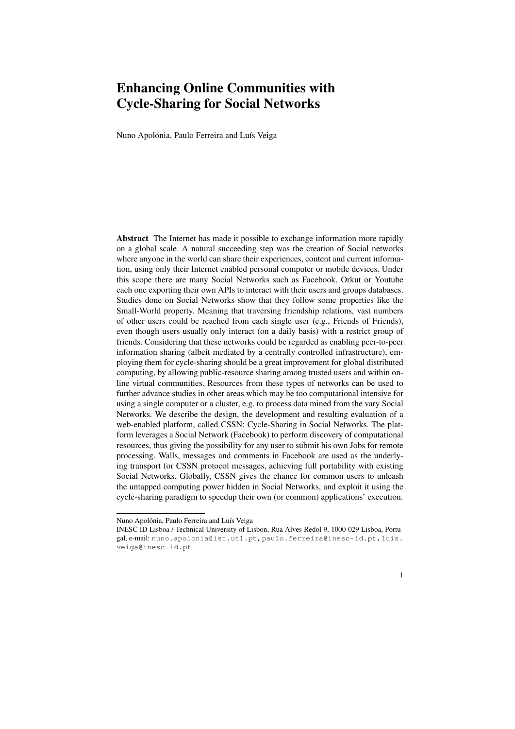# Enhancing Online Communities with Cycle-Sharing for Social Networks

Nuno Apolónia, Paulo Ferreira and Luís Veiga

**Abstract** The Internet has made it possible to exchange information more rapidly on a global scale. A natural succeeding step was the creation of Social networks where anyone in the world can share their experiences, content and current information, using only their Internet enabled personal computer or mobile devices. Under this scope there are many Social Networks such as Facebook, Orkut or Youtube each one exporting their own APIs to interact with their users and groups databases. Studies done on Social Networks show that they follow some properties like the Small-World property. Meaning that traversing friendship relations, vast numbers of other users could be reached from each single user (e.g., Friends of Friends), even though users usually only interact (on a daily basis) with a restrict group of friends. Considering that these networks could be regarded as enabling peer-to-peer information sharing (albeit mediated by a centrally controlled infrastructure), employing them for cycle-sharing should be a great improvement for global distributed computing, by allowing public-resource sharing among trusted users and within online virtual communities. Resources from these types of networks can be used to further advance studies in other areas which may be too computational intensive for using a single computer or a cluster, e.g. to process data mined from the vary Social Networks. We describe the design, the development and resulting evaluation of a web-enabled platform, called CSSN: Cycle-Sharing in Social Networks. The platform leverages a Social Network (Facebook) to perform discovery of computational resources, thus giving the possibility for any user to submit his own Jobs for remote processing. Walls, messages and comments in Facebook are used as the underlying transport for CSSN protocol messages, achieving full portability with existing Social Networks. Globally, CSSN gives the chance for common users to unleash the untapped computing power hidden in Social Networks, and exploit it using the cycle-sharing paradigm to speedup their own (or common) applications' execution.

---

Nuno Apolónia, Paulo Ferreira and Luís Veiga
INESC ID Lisboa / Technical University of Lisbon, Rua Alves Redol 9, 1000-029 Lisboa, Portugal, e-mail: nuno.apolonia@ist.utl.pt, paulo.ferreira@inesc-id.pt, luis.veiga@inesc-id.pt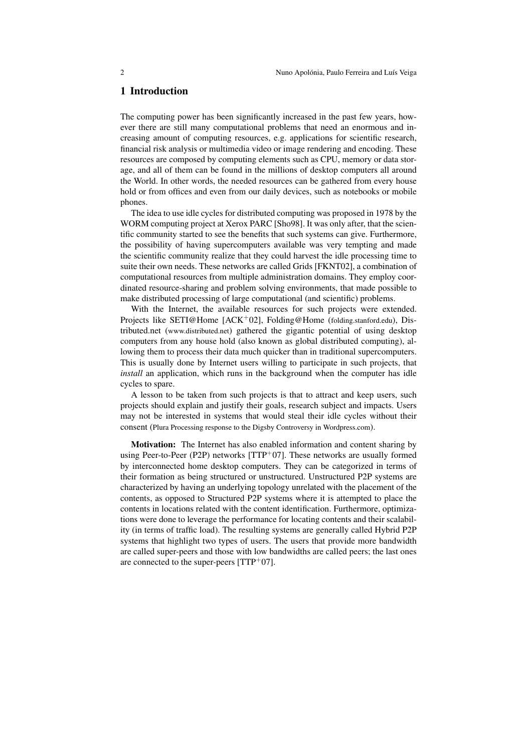## 1 Introduction

The computing power has been significantly increased in the past few years, however there are still many computational problems that need an enormous and increasing amount of computing resources, e.g. applications for scientific research, financial risk analysis or multimedia video or image rendering and encoding. These resources are composed by computing elements such as CPU, memory or data storage, and all of them can be found in the millions of desktop computers all around the World. In other words, the needed resources can be gathered from every house hold or from offices and even from our daily devices, such as notebooks or mobile phones.

The idea to use idle cycles for distributed computing was proposed in 1978 by the WORM computing project at Xerox PARC [Sho98]. It was only after, that the scientific community started to see the benefits that such systems can give. Furthermore, the possibility of having supercomputers available was very tempting and made the scientific community realize that they could harvest the idle processing time to suite their own needs. These networks are called Grids [FKNT02], a combination of computational resources from multiple administration domains. They employ coordinated resource-sharing and problem solving environments, that made possible to make distributed processing of large computational (and scientific) problems.

With the Internet, the available resources for such projects were extended. Projects like SETI@Home [ACK+02], Folding@Home (folding.stanford.edu), Distributed.net (www.distributed.net) gathered the gigantic potential of using desktop computers from any house hold (also known as global distributed computing), allowing them to process their data much quicker than in traditional supercomputers. This is usually done by Internet users willing to participate in such projects, that *install* an application, which runs in the background when the computer has idle cycles to spare.

A lesson to be taken from such projects is that to attract and keep users, such projects should explain and justify their goals, research subject and impacts. Users may not be interested in systems that would steal their idle cycles without their consent (Plura Processing response to the Digsby Controversy in Wordpress.com).

**Motivation:** The Internet has also enabled information and content sharing by using Peer-to-Peer (P2P) networks [TTP+07]. These networks are usually formed by interconnected home desktop computers. They can be categorized in terms of their formation as being structured or unstructured. Unstructured P2P systems are characterized by having an underlying topology unrelated with the placement of the contents, as opposed to Structured P2P systems where it is attempted to place the contents in locations related with the content identification. Furthermore, optimizations were done to leverage the performance for locating contents and their scalability (in terms of traffic load). The resulting systems are generally called Hybrid P2P systems that highlight two types of users. The users that provide more bandwidth are called super-peers and those with low bandwidths are called peers; the last ones are connected to the super-peers [TTP+07].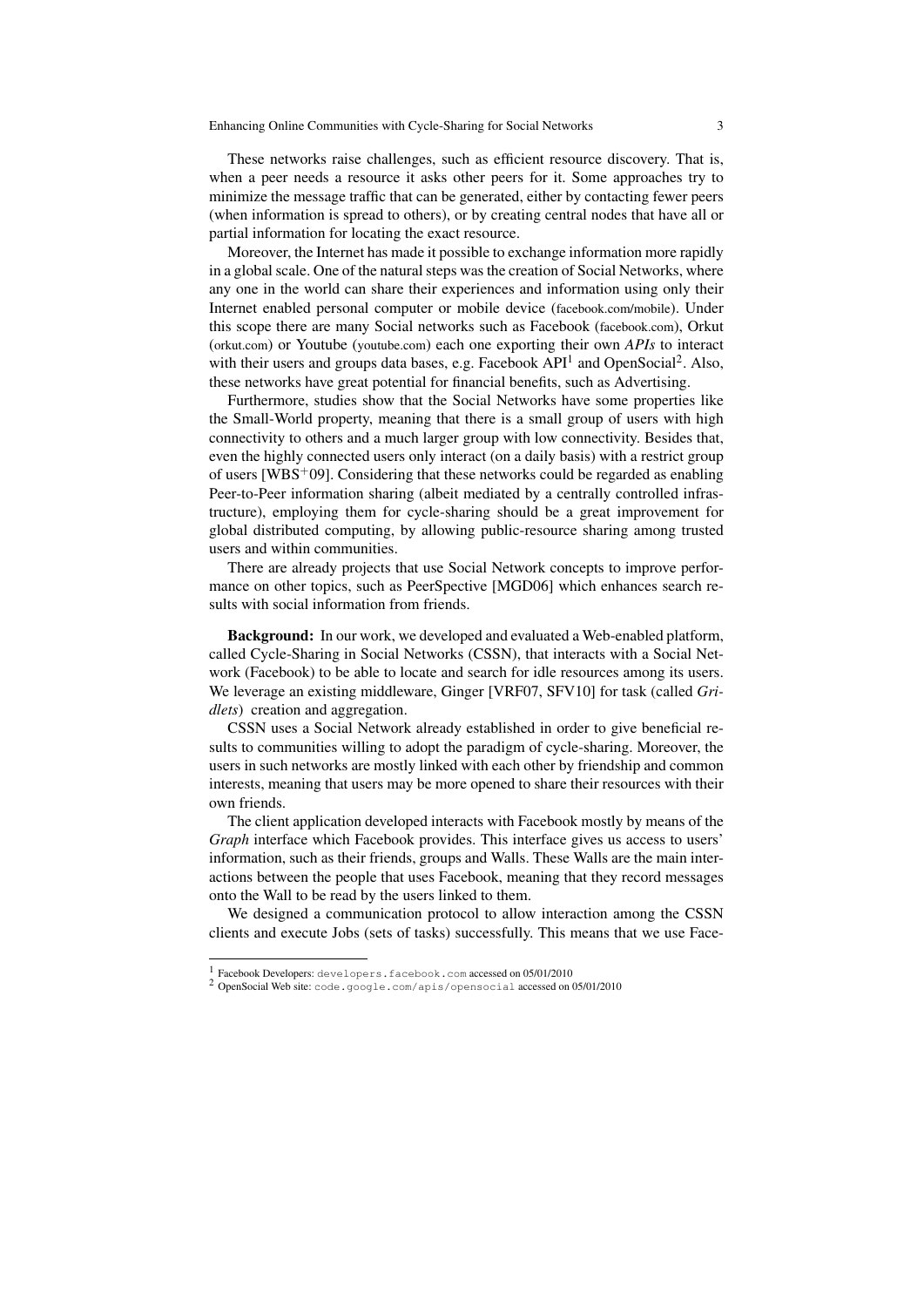These networks raise challenges, such as efficient resource discovery. That is, when a peer needs a resource it asks other peers for it. Some approaches try to minimize the message traffic that can be generated, either by contacting fewer peers (when information is spread to others), or by creating central nodes that have all or partial information for locating the exact resource.

Moreover, the Internet has made it possible to exchange information more rapidly in a global scale. One of the natural steps was the creation of Social Networks, where any one in the world can share their experiences and information using only their Internet enabled personal computer or mobile device (facebook.com/mobile). Under this scope there are many Social networks such as Facebook (facebook.com), Orkut (orkut.com) or Youtube (youtube.com) each one exporting their own *APIs* to interact with their users and groups data bases, e.g. Facebook API[1] and OpenSocial[2]. Also, these networks have great potential for financial benefits, such as Advertising.

Furthermore, studies show that the Social Networks have some properties like the Small-World property, meaning that there is a small group of users with high connectivity to others and a much larger group with low connectivity. Besides that, even the highly connected users only interact (on a daily basis) with a restrict group of users [WBS+09]. Considering that these networks could be regarded as enabling Peer-to-Peer information sharing (albeit mediated by a centrally controlled infrastructure), employing them for cycle-sharing should be a great improvement for global distributed computing, by allowing public-resource sharing among trusted users and within communities.

There are already projects that use Social Network concepts to improve performance on other topics, such as PeerSpective [MGD06] which enhances search results with social information from friends.

**Background:** In our work, we developed and evaluated a Web-enabled platform, called Cycle-Sharing in Social Networks (CSSN), that interacts with a Social Network (Facebook) to be able to locate and search for idle resources among its users. We leverage an existing middleware, Ginger [VRF07, SFV10] for task (called *Gridlets*) creation and aggregation.

CSSN uses a Social Network already established in order to give beneficial results to communities willing to adopt the paradigm of cycle-sharing. Moreover, the users in such networks are mostly linked with each other by friendship and common interests, meaning that users may be more opened to share their resources with their own friends.

The client application developed interacts with Facebook mostly by means of the *Graph* interface which Facebook provides. This interface gives us access to users' information, such as their friends, groups and Walls. These Walls are the main interactions between the people that uses Facebook, meaning that they record messages onto the Wall to be read by the users linked to them.

We designed a communication protocol to allow interaction among the CSSN clients and execute Jobs (sets of tasks) successfully. This means that we use Face-

[1] Facebook Developers: developers.facebook.com accessed on 05/01/2010

[2] OpenSocial Web site: code.google.com/apis/opensocial accessed on 05/01/2010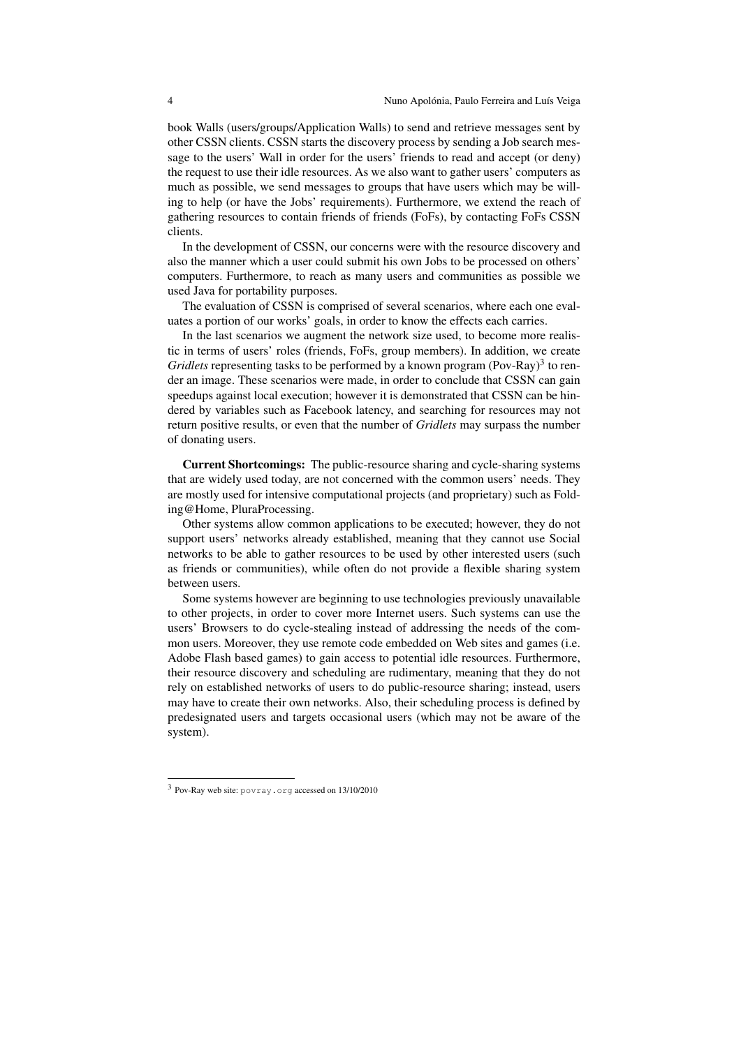book Walls (users/groups/Application Walls) to send and retrieve messages sent by other CSSN clients. CSSN starts the discovery process by sending a Job search message to the users' Wall in order for the users' friends to read and accept (or deny) the request to use their idle resources. As we also want to gather users' computers as much as possible, we send messages to groups that have users which may be willing to help (or have the Jobs' requirements). Furthermore, we extend the reach of gathering resources to contain friends of friends (FoFs), by contacting FoFs CSSN clients.

In the development of CSSN, our concerns were with the resource discovery and also the manner which a user could submit his own Jobs to be processed on others' computers. Furthermore, to reach as many users and communities as possible we used Java for portability purposes.

The evaluation of CSSN is comprised of several scenarios, where each one evaluates a portion of our works' goals, in order to know the effects each carries.

In the last scenarios we augment the network size used, to become more realistic in terms of users' roles (friends, FoFs, group members). In addition, we create *Gridlets* representing tasks to be performed by a known program (Pov-Ray)[3] to render an image. These scenarios were made, in order to conclude that CSSN can gain speedups against local execution; however it is demonstrated that CSSN can be hindered by variables such as Facebook latency, and searching for resources may not return positive results, or even that the number of *Gridlets* may surpass the number of donating users.

**Current Shortcomings:** The public-resource sharing and cycle-sharing systems that are widely used today, are not concerned with the common users' needs. They are mostly used for intensive computational projects (and proprietary) such as Folding@Home, PluraProcessing.

Other systems allow common applications to be executed; however, they do not support users' networks already established, meaning that they cannot use Social networks to be able to gather resources to be used by other interested users (such as friends or communities), while often do not provide a flexible sharing system between users.

Some systems however are beginning to use technologies previously unavailable to other projects, in order to cover more Internet users. Such systems can use the users' Browsers to do cycle-stealing instead of addressing the needs of the common users. Moreover, they use remote code embedded on Web sites and games (i.e. Adobe Flash based games) to gain access to potential idle resources. Furthermore, their resource discovery and scheduling are rudimentary, meaning that they do not rely on established networks of users to do public-resource sharing; instead, users may have to create their own networks. Also, their scheduling process is defined by predesignated users and targets occasional users (which may not be aware of the system).

[3] Pov-Ray web site: povray.org accessed on 13/10/2010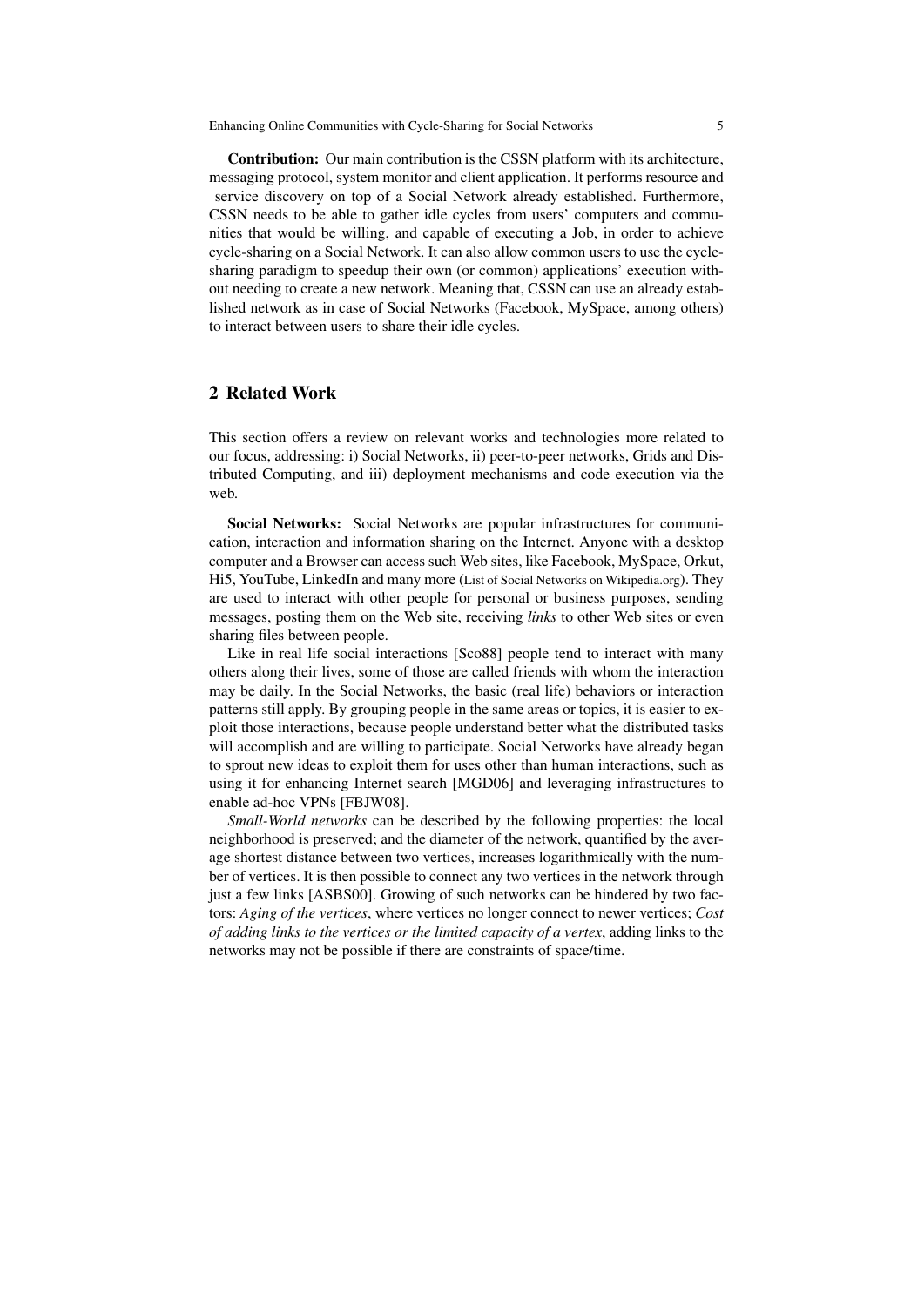**Contribution:** Our main contribution is the CSSN platform with its architecture, messaging protocol, system monitor and client application. It performs resource and service discovery on top of a Social Network already established. Furthermore, CSSN needs to be able to gather idle cycles from users' computers and communities that would be willing, and capable of executing a Job, in order to achieve cycle-sharing on a Social Network. It can also allow common users to use the cycle-sharing paradigm to speedup their own (or common) applications' execution without needing to create a new network. Meaning that, CSSN can use an already established network as in case of Social Networks (Facebook, MySpace, among others) to interact between users to share their idle cycles.

## 2 Related Work

This section offers a review on relevant works and technologies more related to our focus, addressing: i) Social Networks, ii) peer-to-peer networks, Grids and Distributed Computing, and iii) deployment mechanisms and code execution via the web.

**Social Networks:** Social Networks are popular infrastructures for communication, interaction and information sharing on the Internet. Anyone with a desktop computer and a Browser can access such Web sites, like Facebook, MySpace, Orkut, Hi5, YouTube, LinkedIn and many more (List of Social Networks on Wikipedia.org). They are used to interact with other people for personal or business purposes, sending messages, posting them on the Web site, receiving *links* to other Web sites or even sharing files between people.

Like in real life social interactions [Sco88] people tend to interact with many others along their lives, some of those are called friends with whom the interaction may be daily. In the Social Networks, the basic (real life) behaviors or interaction patterns still apply. By grouping people in the same areas or topics, it is easier to exploit those interactions, because people understand better what the distributed tasks will accomplish and are willing to participate. Social Networks have already began to sprout new ideas to exploit them for uses other than human interactions, such as using it for enhancing Internet search [MGD06] and leveraging infrastructures to enable ad-hoc VPNs [FBJW08].

*Small-World networks* can be described by the following properties: the local neighborhood is preserved; and the diameter of the network, quantified by the average shortest distance between two vertices, increases logarithmically with the number of vertices. It is then possible to connect any two vertices in the network through just a few links [ASBS00]. Growing of such networks can be hindered by two factors: *Aging of the vertices*, where vertices no longer connect to newer vertices; *Cost of adding links to the vertices or the limited capacity of a vertex*, adding links to the networks may not be possible if there are constraints of space/time.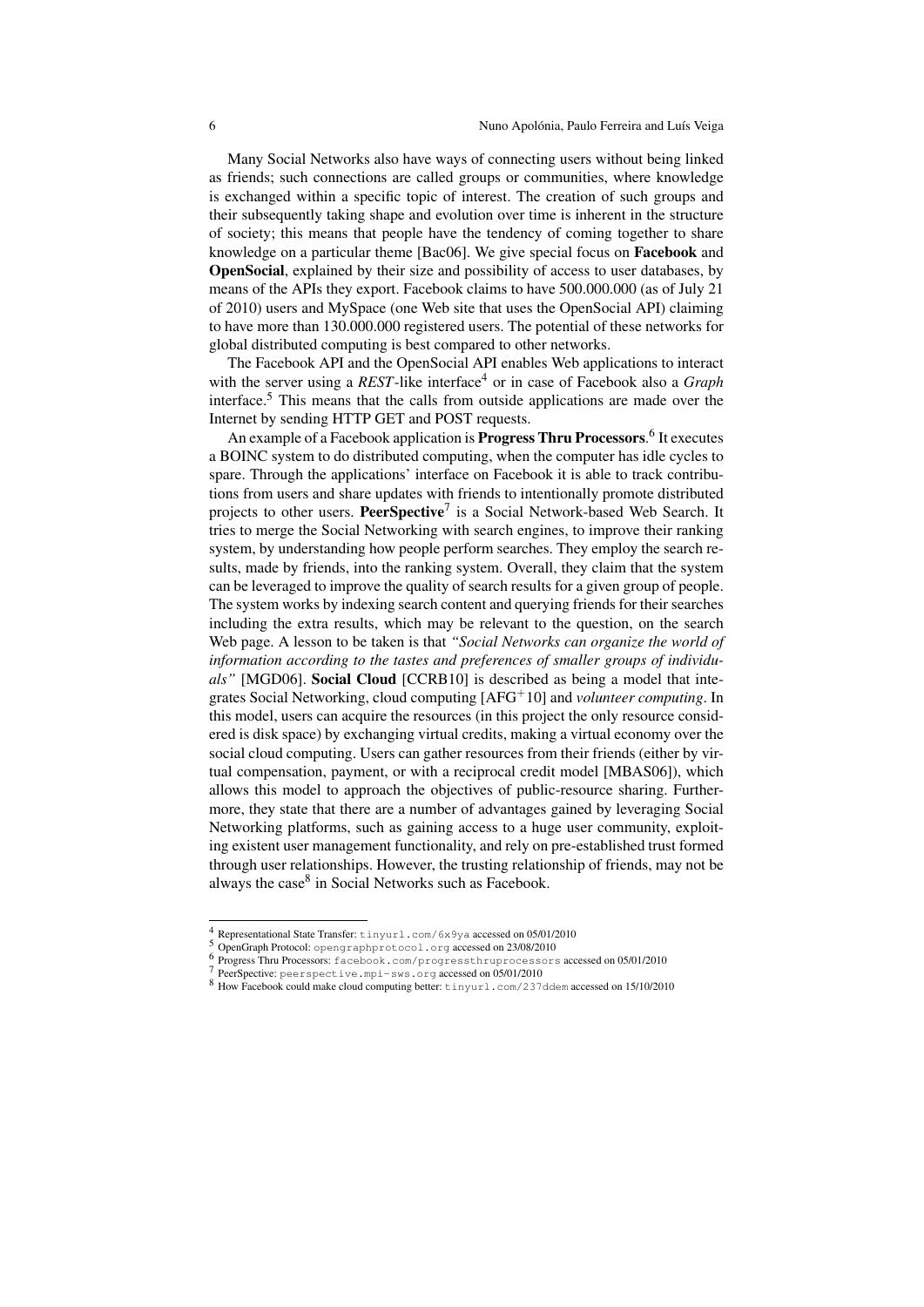Many Social Networks also have ways of connecting users without being linked as friends; such connections are called groups or communities, where knowledge is exchanged within a specific topic of interest. The creation of such groups and their subsequently taking shape and evolution over time is inherent in the structure of society; this means that people have the tendency of coming together to share knowledge on a particular theme [Bac06]. We give special focus on **Facebook** and **OpenSocial**, explained by their size and possibility of access to user databases, by means of the APIs they export. Facebook claims to have 500.000.000 (as of July 21 of 2010) users and MySpace (one Web site that uses the OpenSocial API) claiming to have more than 130.000.000 registered users. The potential of these networks for global distributed computing is best compared to other networks.

The Facebook API and the OpenSocial API enables Web applications to interact with the server using a *REST*-like interface[4] or in case of Facebook also a *Graph* interface.[5] This means that the calls from outside applications are made over the Internet by sending HTTP GET and POST requests.

An example of a Facebook application is **Progress Thru Processors**.[6] It executes a BOINC system to do distributed computing, when the computer has idle cycles to spare. Through the applications' interface on Facebook it is able to track contributions from users and share updates with friends to intentionally promote distributed projects to other users. **PeerSpective**[7] is a Social Network-based Web Search. It tries to merge the Social Networking with search engines, to improve their ranking system, by understanding how people perform searches. They employ the search results, made by friends, into the ranking system. Overall, they claim that the system can be leveraged to improve the quality of search results for a given group of people. The system works by indexing search content and querying friends for their searches including the extra results, which may be relevant to the question, on the search Web page. A lesson to be taken is that *"Social Networks can organize the world of information according to the tastes and preferences of smaller groups of individuals"* [MGD06]. **Social Cloud** [CCRB10] is described as being a model that integrates Social Networking, cloud computing [AFG+10] and *volunteer computing*. In this model, users can acquire the resources (in this project the only resource considered is disk space) by exchanging virtual credits, making a virtual economy over the social cloud computing. Users can gather resources from their friends (either by virtual compensation, payment, or with a reciprocal credit model [MBAS06]), which allows this model to approach the objectives of public-resource sharing. Furthermore, they state that there are a number of advantages gained by leveraging Social Networking platforms, such as gaining access to a huge user community, exploiting existent user management functionality, and rely on pre-established trust formed through user relationships. However, the trusting relationship of friends, may not be always the case[8] in Social Networks such as Facebook.

---

[4] Representational State Transfer: `tinyurl.com/6x9ya` accessed on 05/01/2010

[5] OpenGraph Protocol: `opengraphprotocol.org` accessed on 23/08/2010

[6] Progress Thru Processors: `facebook.com/progressthruprocessors` accessed on 05/01/2010

[7] PeerSpective: `peerspective.mpi-sws.org` accessed on 05/01/2010

[8] How Facebook could make cloud computing better: `tinyurl.com/237ddem` accessed on 15/10/2010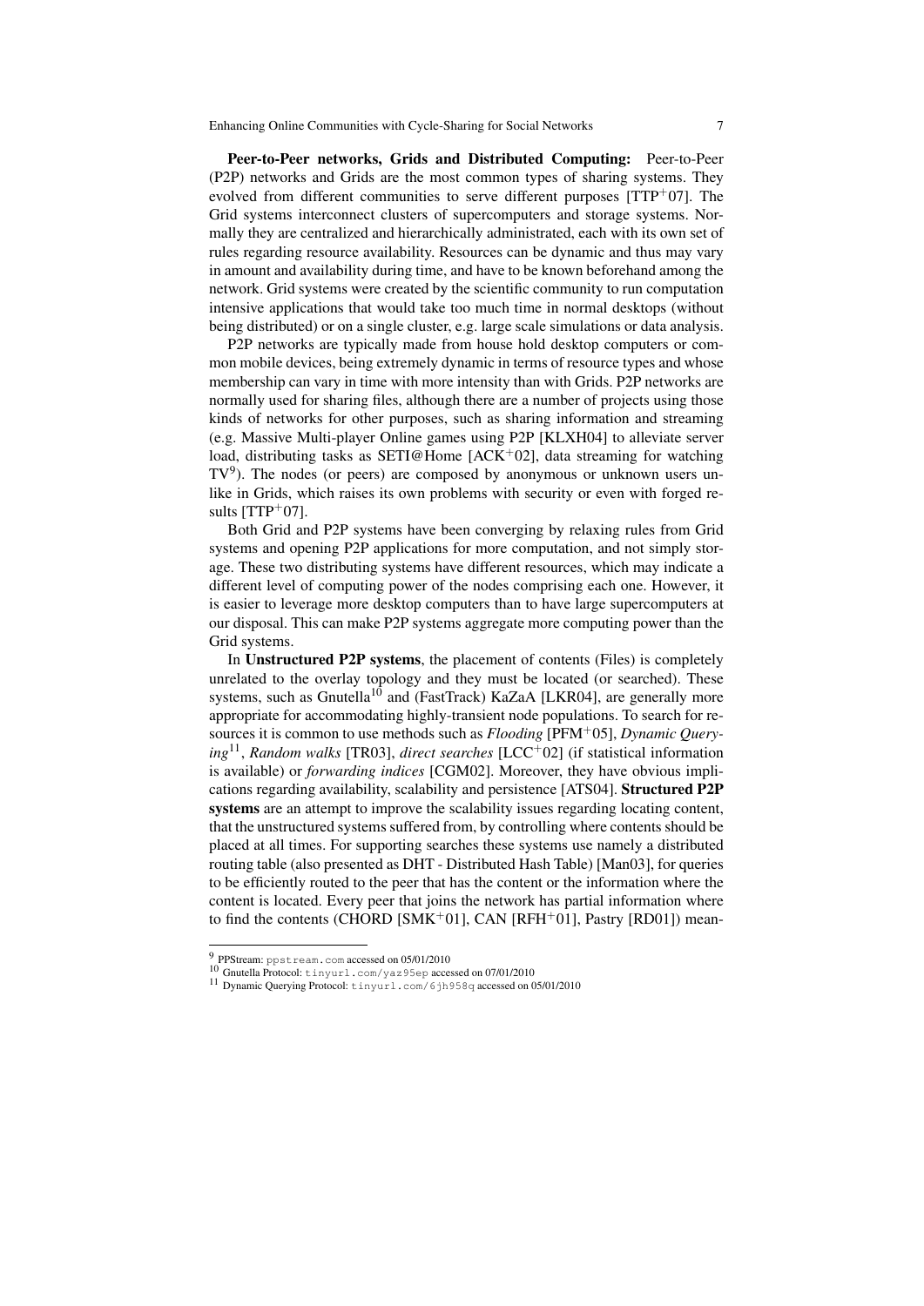**Peer-to-Peer networks, Grids and Distributed Computing:** Peer-to-Peer (P2P) networks and Grids are the most common types of sharing systems. They evolved from different communities to serve different purposes [TTP+07]. The Grid systems interconnect clusters of supercomputers and storage systems. Normally they are centralized and hierarchically administrated, each with its own set of rules regarding resource availability. Resources can be dynamic and thus may vary in amount and availability during time, and have to be known beforehand among the network. Grid systems were created by the scientific community to run computation intensive applications that would take too much time in normal desktops (without being distributed) or on a single cluster, e.g. large scale simulations or data analysis.

P2P networks are typically made from house hold desktop computers or common mobile devices, being extremely dynamic in terms of resource types and whose membership can vary in time with more intensity than with Grids. P2P networks are normally used for sharing files, although there are a number of projects using those kinds of networks for other purposes, such as sharing information and streaming (e.g. Massive Multi-player Online games using P2P [KLXH04] to alleviate server load, distributing tasks as SETI@Home [ACK+02], data streaming for watching TV[9]). The nodes (or peers) are composed by anonymous or unknown users unlike in Grids, which raises its own problems with security or even with forged results [TTP+07].

Both Grid and P2P systems have been converging by relaxing rules from Grid systems and opening P2P applications for more computation, and not simply storage. These two distributing systems have different resources, which may indicate a different level of computing power of the nodes comprising each one. However, it is easier to leverage more desktop computers than to have large supercomputers at our disposal. This can make P2P systems aggregate more computing power than the Grid systems.

In **Unstructured P2P systems**, the placement of contents (Files) is completely unrelated to the overlay topology and they must be located (or searched). These systems, such as Gnutella[10] and (FastTrack) KaZaA [LKR04], are generally more appropriate for accommodating highly-transient node populations. To search for resources it is common to use methods such as *Flooding* [PFM+05], *Dynamic Querying*[11], *Random walks* [TR03], *direct searches* [LCC+02] (if statistical information is available) or *forwarding indices* [CGM02]. Moreover, they have obvious implications regarding availability, scalability and persistence [ATS04]. **Structured P2P systems** are an attempt to improve the scalability issues regarding locating content, that the unstructured systems suffered from, by controlling where contents should be placed at all times. For supporting searches these systems use namely a distributed routing table (also presented as DHT - Distributed Hash Table) [Man03], for queries to be efficiently routed to the peer that has the content or the information where the content is located. Every peer that joins the network has partial information where to find the contents (CHORD [SMK+01], CAN [RFH+01], Pastry [RD01]) mean-

---

[9] PPStream: `ppstream.com` accessed on 05/01/2010

[10] Gnutella Protocol: `tinyurl.com/yaz95ep` accessed on 07/01/2010

[11] Dynamic Querying Protocol: `tinyurl.com/6jh958q` accessed on 05/01/2010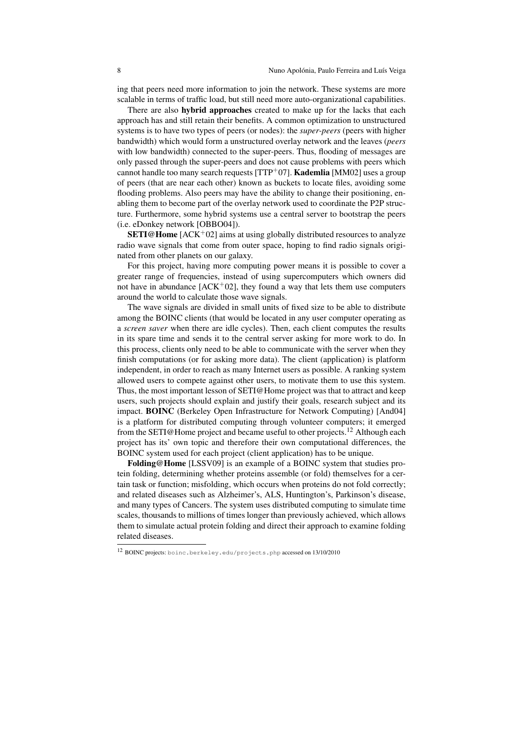ing that peers need more information to join the network. These systems are more scalable in terms of traffic load, but still need more auto-organizational capabilities.

There are also **hybrid approaches** created to make up for the lacks that each approach has and still retain their benefits. A common optimization to unstructured systems is to have two types of peers (or nodes): the *super-peers* (peers with higher bandwidth) which would form a unstructured overlay network and the leaves (*peers* with low bandwidth) connected to the super-peers. Thus, flooding of messages are only passed through the super-peers and does not cause problems with peers which cannot handle too many search requests [TTP+07]. **Kademlia** [MM02] uses a group of peers (that are near each other) known as buckets to locate files, avoiding some flooding problems. Also peers may have the ability to change their positioning, enabling them to become part of the overlay network used to coordinate the P2P structure. Furthermore, some hybrid systems use a central server to bootstrap the peers (i.e. eDonkey network [OBBO04]).

**SETI@Home** [ACK+02] aims at using globally distributed resources to analyze radio wave signals that come from outer space, hoping to find radio signals originated from other planets on our galaxy.

For this project, having more computing power means it is possible to cover a greater range of frequencies, instead of using supercomputers which owners did not have in abundance [ACK+02], they found a way that lets them use computers around the world to calculate those wave signals.

The wave signals are divided in small units of fixed size to be able to distribute among the BOINC clients (that would be located in any user computer operating as a *screen saver* when there are idle cycles). Then, each client computes the results in its spare time and sends it to the central server asking for more work to do. In this process, clients only need to be able to communicate with the server when they finish computations (or for asking more data). The client (application) is platform independent, in order to reach as many Internet users as possible. A ranking system allowed users to compete against other users, to motivate them to use this system. Thus, the most important lesson of SETI@Home project was that to attract and keep users, such projects should explain and justify their goals, research subject and its impact. **BOINC** (Berkeley Open Infrastructure for Network Computing) [And04] is a platform for distributed computing through volunteer computers; it emerged from the SETI@Home project and became useful to other projects.[12] Although each project has its' own topic and therefore their own computational differences, the BOINC system used for each project (client application) has to be unique.

**Folding@Home** [LSSV09] is an example of a BOINC system that studies protein folding, determining whether proteins assemble (or fold) themselves for a certain task or function; misfolding, which occurs when proteins do not fold correctly; and related diseases such as Alzheimer's, ALS, Huntington's, Parkinson's disease, and many types of Cancers. The system uses distributed computing to simulate time scales, thousands to millions of times longer than previously achieved, which allows them to simulate actual protein folding and direct their approach to examine folding related diseases.

[12] BOINC projects: `boinc.berkeley.edu/projects.php` accessed on 13/10/2010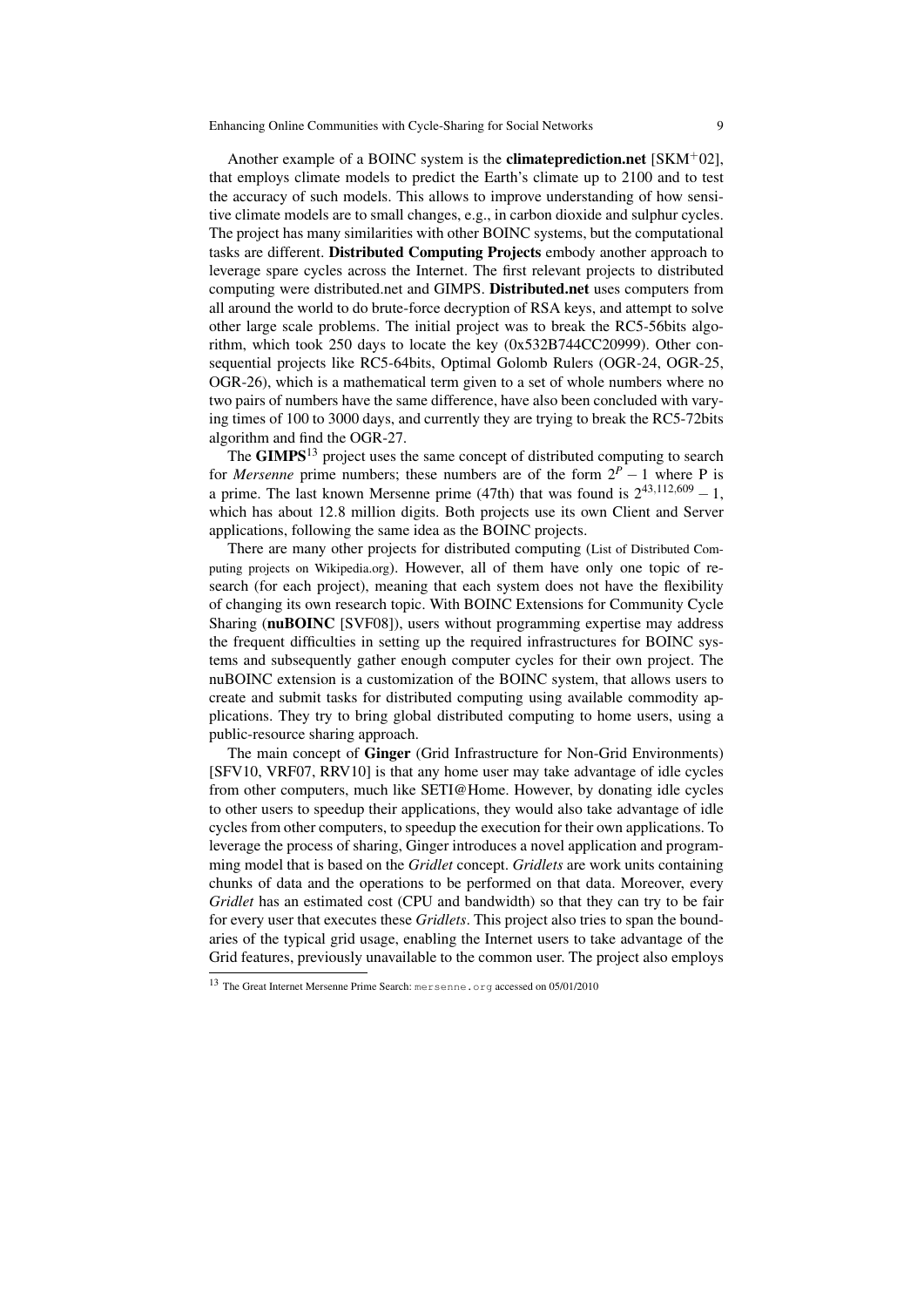Another example of a BOINC system is the **climateprediction.net** [SKM$^+$02], that employs climate models to predict the Earth's climate up to 2100 and to test the accuracy of such models. This allows to improve understanding of how sensitive climate models are to small changes, e.g., in carbon dioxide and sulphur cycles. The project has many similarities with other BOINC systems, but the computational tasks are different. **Distributed Computing Projects** embody another approach to leverage spare cycles across the Internet. The first relevant projects to distributed computing were distributed.net and GIMPS. **Distributed.net** uses computers from all around the world to do brute-force decryption of RSA keys, and attempt to solve other large scale problems. The initial project was to break the RC5-56bits algorithm, which took 250 days to locate the key (0x532B744CC20999). Other consequential projects like RC5-64bits, Optimal Golomb Rulers (OGR-24, OGR-25, OGR-26), which is a mathematical term given to a set of whole numbers where no two pairs of numbers have the same difference, have also been concluded with varying times of 100 to 3000 days, and currently they are trying to break the RC5-72bits algorithm and find the OGR-27.

The **GIMPS**[13] project uses the same concept of distributed computing to search for *Mersenne* prime numbers; these numbers are of the form $2^P - 1$ where P is a prime. The last known Mersenne prime (47th) that was found is $2^{43,112,609} - 1$, which has about 12.8 million digits. Both projects use its own Client and Server applications, following the same idea as the BOINC projects.

There are many other projects for distributed computing (List of Distributed Computing projects on Wikipedia.org). However, all of them have only one topic of research (for each project), meaning that each system does not have the flexibility of changing its own research topic. With BOINC Extensions for Community Cycle Sharing (**nuBOINC** [SVF08]), users without programming expertise may address the frequent difficulties in setting up the required infrastructures for BOINC systems and subsequently gather enough computer cycles for their own project. The nuBOINC extension is a customization of the BOINC system, that allows users to create and submit tasks for distributed computing using available commodity applications. They try to bring global distributed computing to home users, using a public-resource sharing approach.

The main concept of **Ginger** (Grid Infrastructure for Non-Grid Environments) [SFV10, VRF07, RRV10] is that any home user may take advantage of idle cycles from other computers, much like SETI@Home. However, by donating idle cycles to other users to speedup their applications, they would also take advantage of idle cycles from other computers, to speedup the execution for their own applications. To leverage the process of sharing, Ginger introduces a novel application and programming model that is based on the *Gridlet* concept. *Gridlets* are work units containing chunks of data and the operations to be performed on that data. Moreover, every *Gridlet* has an estimated cost (CPU and bandwidth) so that they can try to be fair for every user that executes these *Gridlets*. This project also tries to span the boundaries of the typical grid usage, enabling the Internet users to take advantage of the Grid features, previously unavailable to the common user. The project also employs

[13] The Great Internet Mersenne Prime Search: `mersenne.org` accessed on 05/01/2010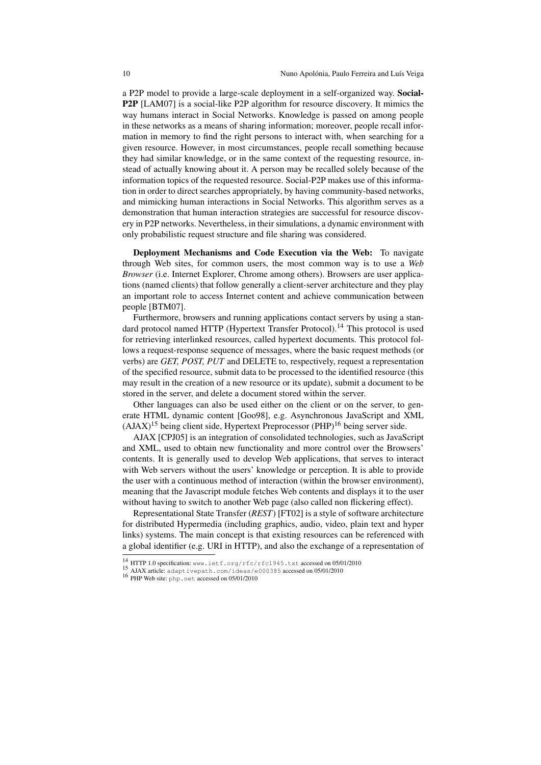a P2P model to provide a large-scale deployment in a self-organized way. **Social-P2P** [LAM07] is a social-like P2P algorithm for resource discovery. It mimics the way humans interact in Social Networks. Knowledge is passed on among people in these networks as a means of sharing information; moreover, people recall information in memory to find the right persons to interact with, when searching for a given resource. However, in most circumstances, people recall something because they had similar knowledge, or in the same context of the requesting resource, instead of actually knowing about it. A person may be recalled solely because of the information topics of the requested resource. Social-P2P makes use of this information in order to direct searches appropriately, by having community-based networks, and mimicking human interactions in Social Networks. This algorithm serves as a demonstration that human interaction strategies are successful for resource discovery in P2P networks. Nevertheless, in their simulations, a dynamic environment with only probabilistic request structure and file sharing was considered.

**Deployment Mechanisms and Code Execution via the Web:** To navigate through Web sites, for common users, the most common way is to use a *Web Browser* (i.e. Internet Explorer, Chrome among others). Browsers are user applications (named clients) that follow generally a client-server architecture and they play an important role to access Internet content and achieve communication between people [BTM07].

Furthermore, browsers and running applications contact servers by using a standard protocol named HTTP (Hypertext Transfer Protocol).[14] This protocol is used for retrieving interlinked resources, called hypertext documents. This protocol follows a request-response sequence of messages, where the basic request methods (or verbs) are *GET, POST, PUT* and DELETE to, respectively, request a representation of the specified resource, submit data to be processed to the identified resource (this may result in the creation of a new resource or its update), submit a document to be stored in the server, and delete a document stored within the server.

Other languages can also be used either on the client or on the server, to generate HTML dynamic content [Goo98], e.g. Asynchronous JavaScript and XML (AJAX)[15] being client side, Hypertext Preprocessor (PHP)[16] being server side.

AJAX [CPJ05] is an integration of consolidated technologies, such as JavaScript and XML, used to obtain new functionality and more control over the Browsers' contents. It is generally used to develop Web applications, that serves to interact with Web servers without the users' knowledge or perception. It is able to provide the user with a continuous method of interaction (within the browser environment), meaning that the Javascript module fetches Web contents and displays it to the user without having to switch to another Web page (also called non flickering effect).

Representational State Transfer (*REST*) [FT02] is a style of software architecture for distributed Hypermedia (including graphics, audio, video, plain text and hyper links) systems. The main concept is that existing resources can be referenced with a global identifier (e.g. URI in HTTP), and also the exchange of a representation of

---

[14] HTTP 1.0 specification: `www.ietf.org/rfc/rfc1945.txt` accessed on 05/01/2010

[15] AJAX article: `adaptivepath.com/ideas/e000385` accessed on 05/01/2010

[16] PHP Web site: `php.net` accessed on 05/01/2010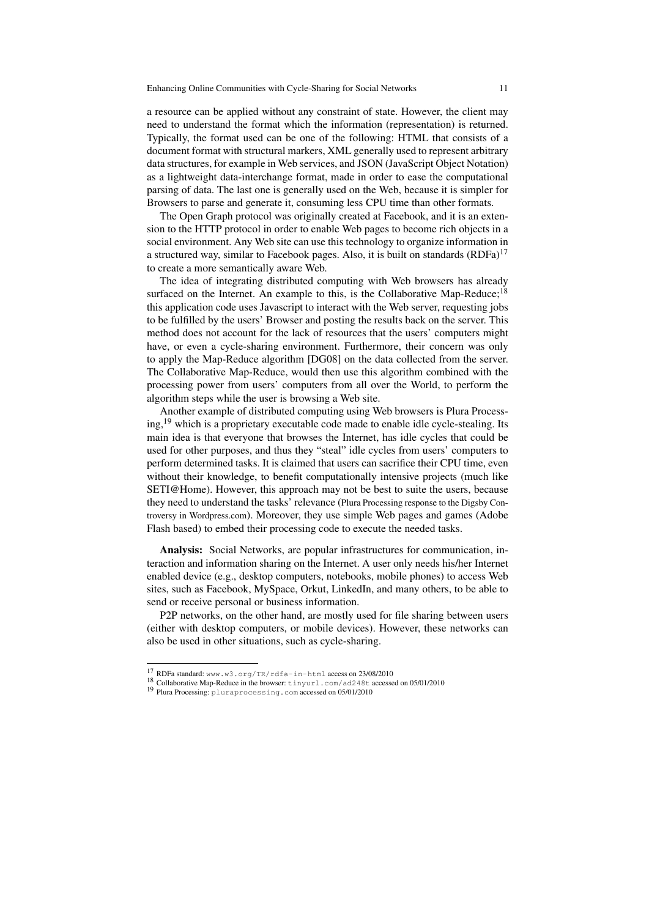a resource can be applied without any constraint of state. However, the client may need to understand the format which the information (representation) is returned. Typically, the format used can be one of the following: HTML that consists of a document format with structural markers, XML generally used to represent arbitrary data structures, for example in Web services, and JSON (JavaScript Object Notation) as a lightweight data-interchange format, made in order to ease the computational parsing of data. The last one is generally used on the Web, because it is simpler for Browsers to parse and generate it, consuming less CPU time than other formats.

The Open Graph protocol was originally created at Facebook, and it is an extension to the HTTP protocol in order to enable Web pages to become rich objects in a social environment. Any Web site can use this technology to organize information in a structured way, similar to Facebook pages. Also, it is built on standards (RDFa)[17] to create a more semantically aware Web.

The idea of integrating distributed computing with Web browsers has already surfaced on the Internet. An example to this, is the Collaborative Map-Reduce;[18] this application code uses Javascript to interact with the Web server, requesting jobs to be fulfilled by the users' Browser and posting the results back on the server. This method does not account for the lack of resources that the users' computers might have, or even a cycle-sharing environment. Furthermore, their concern was only to apply the Map-Reduce algorithm [DG08] on the data collected from the server. The Collaborative Map-Reduce, would then use this algorithm combined with the processing power from users' computers from all over the World, to perform the algorithm steps while the user is browsing a Web site.

Another example of distributed computing using Web browsers is Plura Processing,[19] which is a proprietary executable code made to enable idle cycle-stealing. Its main idea is that everyone that browses the Internet, has idle cycles that could be used for other purposes, and thus they "steal" idle cycles from users' computers to perform determined tasks. It is claimed that users can sacrifice their CPU time, even without their knowledge, to benefit computationally intensive projects (much like SETI@Home). However, this approach may not be best to suite the users, because they need to understand the tasks' relevance (Plura Processing response to the Digsby Controversy in Wordpress.com). Moreover, they use simple Web pages and games (Adobe Flash based) to embed their processing code to execute the needed tasks.

**Analysis:** Social Networks, are popular infrastructures for communication, interaction and information sharing on the Internet. A user only needs his/her Internet enabled device (e.g., desktop computers, notebooks, mobile phones) to access Web sites, such as Facebook, MySpace, Orkut, LinkedIn, and many others, to be able to send or receive personal or business information.

P2P networks, on the other hand, are mostly used for file sharing between users (either with desktop computers, or mobile devices). However, these networks can also be used in other situations, such as cycle-sharing.

---

[17] RDFa standard: www.w3.org/TR/rdfa-in-html access on 23/08/2010

[18] Collaborative Map-Reduce in the browser: tinyurl.com/ad248t accessed on 05/01/2010

[19] Plura Processing: pluraprocessing.com accessed on 05/01/2010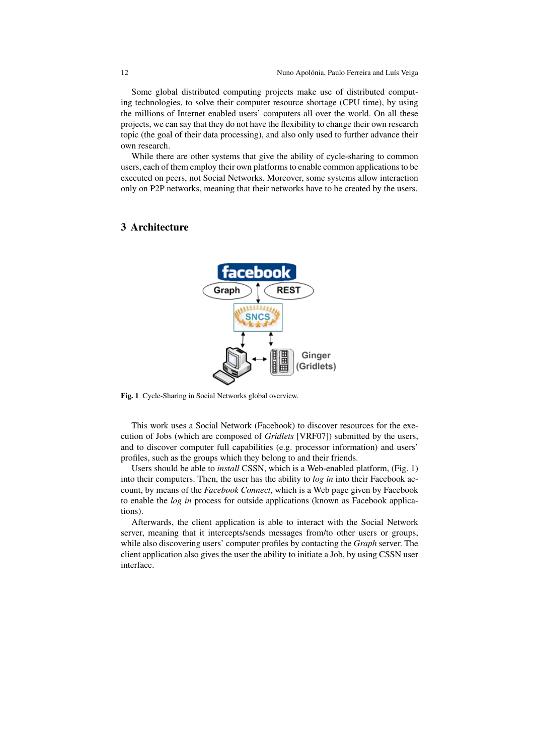Some global distributed computing projects make use of distributed computing technologies, to solve their computer resource shortage (CPU time), by using the millions of Internet enabled users' computers all over the world. On all these projects, we can say that they do not have the flexibility to change their own research topic (the goal of their data processing), and also only used to further advance their own research.

While there are other systems that give the ability of cycle-sharing to common users, each of them employ their own platforms to enable common applications to be executed on peers, not Social Networks. Moreover, some systems allow interaction only on P2P networks, meaning that their networks have to be created by the users.

## 3 Architecture

**Fig. 1** Cycle-Sharing in Social Networks global overview.

This work uses a Social Network (Facebook) to discover resources for the execution of Jobs (which are composed of *Gridlets* [VRF07]) submitted by the users, and to discover computer full capabilities (e.g. processor information) and users' profiles, such as the groups which they belong to and their friends.

Users should be able to *install* CSSN, which is a Web-enabled platform, (Fig. 1) into their computers. Then, the user has the ability to *log in* into their Facebook account, by means of the *Facebook Connect*, which is a Web page given by Facebook to enable the *log in* process for outside applications (known as Facebook applications).

Afterwards, the client application is able to interact with the Social Network server, meaning that it intercepts/sends messages from/to other users or groups, while also discovering users' computer profiles by contacting the *Graph* server. The client application also gives the user the ability to initiate a Job, by using CSSN user interface.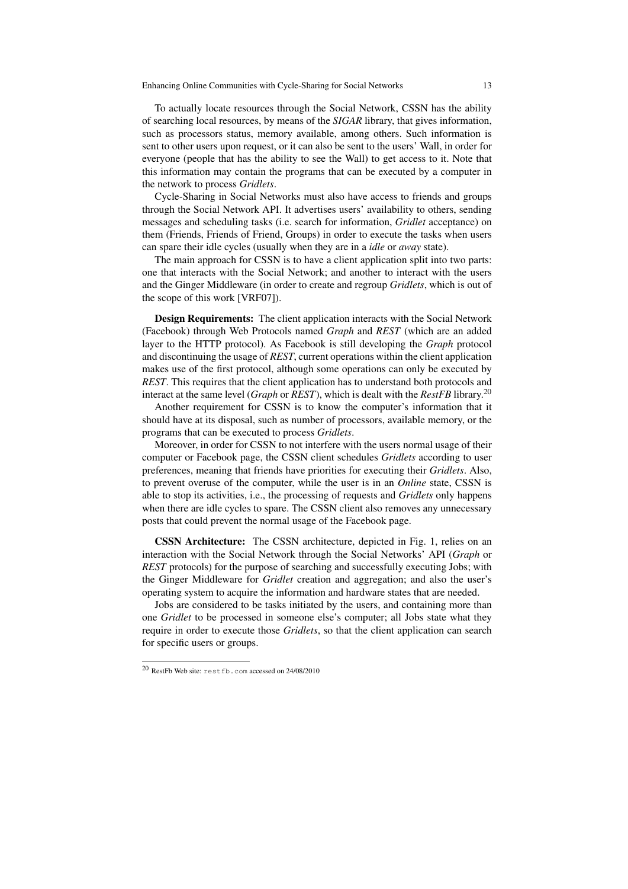To actually locate resources through the Social Network, CSSN has the ability of searching local resources, by means of the ***SIGAR*** library, that gives information, such as processors status, memory available, among others. Such information is sent to other users upon request, or it can also be sent to the users' Wall, in order for everyone (people that has the ability to see the Wall) to get access to it. Note that this information may contain the programs that can be executed by a computer in the network to process *Gridlets*.

Cycle-Sharing in Social Networks must also have access to friends and groups through the Social Network API. It advertises users' availability to others, sending messages and scheduling tasks (i.e. search for information, *Gridlet* acceptance) on them (Friends, Friends of Friend, Groups) in order to execute the tasks when users can spare their idle cycles (usually when they are in a *idle* or *away* state).

The main approach for CSSN is to have a client application split into two parts: one that interacts with the Social Network; and another to interact with the users and the Ginger Middleware (in order to create and regroup *Gridlets*, which is out of the scope of this work [VRF07]).

**Design Requirements:** The client application interacts with the Social Network (Facebook) through Web Protocols named *Graph* and *REST* (which are an added layer to the HTTP protocol). As Facebook is still developing the *Graph* protocol and discontinuing the usage of *REST*, current operations within the client application makes use of the first protocol, although some operations can only be executed by *REST*. This requires that the client application has to understand both protocols and interact at the same level (*Graph* or *REST*), which is dealt with the *RestFB* library.[20]

Another requirement for CSSN is to know the computer's information that it should have at its disposal, such as number of processors, available memory, or the programs that can be executed to process *Gridlets*.

Moreover, in order for CSSN to not interfere with the users normal usage of their computer or Facebook page, the CSSN client schedules *Gridlets* according to user preferences, meaning that friends have priorities for executing their *Gridlets*. Also, to prevent overuse of the computer, while the user is in an *Online* state, CSSN is able to stop its activities, i.e., the processing of requests and *Gridlets* only happens when there are idle cycles to spare. The CSSN client also removes any unnecessary posts that could prevent the normal usage of the Facebook page.

**CSSN Architecture:** The CSSN architecture, depicted in Fig. 1, relies on an interaction with the Social Network through the Social Networks' API (*Graph* or *REST* protocols) for the purpose of searching and successfully executing Jobs; with the Ginger Middleware for *Gridlet* creation and aggregation; and also the user's operating system to acquire the information and hardware states that are needed.

Jobs are considered to be tasks initiated by the users, and containing more than one *Gridlet* to be processed in someone else's computer; all Jobs state what they require in order to execute those *Gridlets*, so that the client application can search for specific users or groups.

[20] RestFb Web site: `restfb.com` accessed on 24/08/2010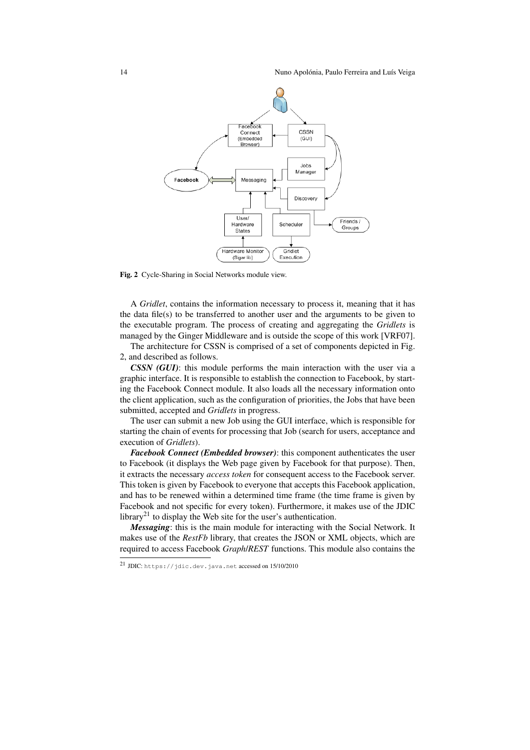Fig. 2 Cycle-Sharing in Social Networks module view.

A *Gridlet*, contains the information necessary to process it, meaning that it has the data file(s) to be transferred to another user and the arguments to be given to the executable program. The process of creating and aggregating the *Gridlets* is managed by the Ginger Middleware and is outside the scope of this work [VRF07].

The architecture for CSSN is comprised of a set of components depicted in Fig. 2, and described as follows.

***CSSN (GUI)***: this module performs the main interaction with the user via a graphic interface. It is responsible to establish the connection to Facebook, by starting the Facebook Connect module. It also loads all the necessary information onto the client application, such as the configuration of priorities, the Jobs that have been submitted, accepted and *Gridlets* in progress.

The user can submit a new Job using the GUI interface, which is responsible for starting the chain of events for processing that Job (search for users, acceptance and execution of *Gridlets*).

***Facebook Connect (Embedded browser)***: this component authenticates the user to Facebook (it displays the Web page given by Facebook for that purpose). Then, it extracts the necessary *access token* for consequent access to the Facebook server. This token is given by Facebook to everyone that accepts this Facebook application, and has to be renewed within a determined time frame (the time frame is given by Facebook and not specific for every token). Furthermore, it makes use of the JDIC library[21] to display the Web site for the user's authentication.

***Messaging***: this is the main module for interacting with the Social Network. It makes use of the *RestFb* library, that creates the JSON or XML objects, which are required to access Facebook *Graph*/*REST* functions. This module also contains the

[21] JDIC: https://jdic.dev.java.net accessed on 15/10/2010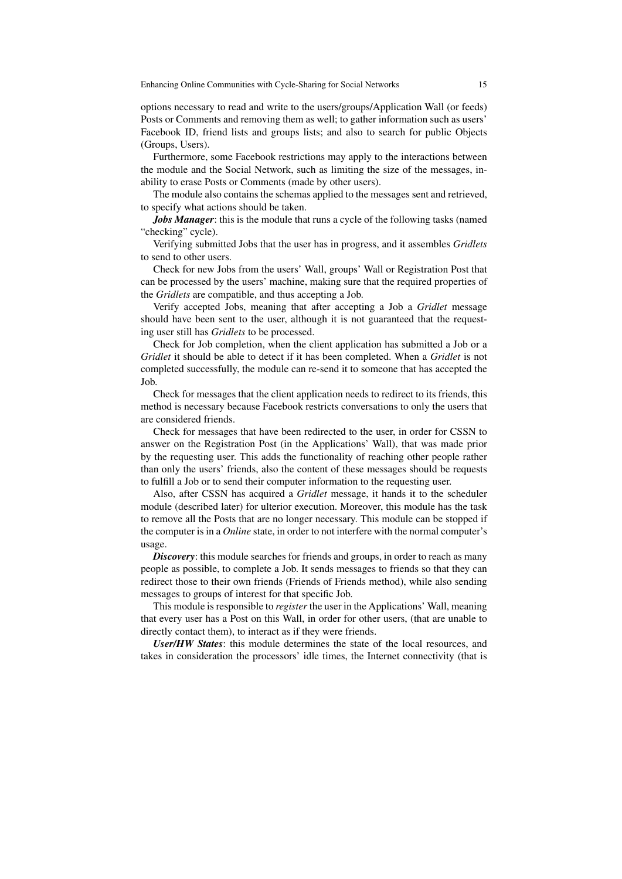options necessary to read and write to the users/groups/Application Wall (or feeds) Posts or Comments and removing them as well; to gather information such as users' Facebook ID, friend lists and groups lists; and also to search for public Objects (Groups, Users).

Furthermore, some Facebook restrictions may apply to the interactions between the module and the Social Network, such as limiting the size of the messages, inability to erase Posts or Comments (made by other users).

The module also contains the schemas applied to the messages sent and retrieved, to specify what actions should be taken.

***Jobs Manager***: this is the module that runs a cycle of the following tasks (named "checking" cycle).

Verifying submitted Jobs that the user has in progress, and it assembles *Gridlets* to send to other users.

Check for new Jobs from the users' Wall, groups' Wall or Registration Post that can be processed by the users' machine, making sure that the required properties of the *Gridlets* are compatible, and thus accepting a Job.

Verify accepted Jobs, meaning that after accepting a Job a *Gridlet* message should have been sent to the user, although it is not guaranteed that the requesting user still has *Gridlets* to be processed.

Check for Job completion, when the client application has submitted a Job or a *Gridlet* it should be able to detect if it has been completed. When a *Gridlet* is not completed successfully, the module can re-send it to someone that has accepted the Job.

Check for messages that the client application needs to redirect to its friends, this method is necessary because Facebook restricts conversations to only the users that are considered friends.

Check for messages that have been redirected to the user, in order for CSSN to answer on the Registration Post (in the Applications' Wall), that was made prior by the requesting user. This adds the functionality of reaching other people rather than only the users' friends, also the content of these messages should be requests to fulfill a Job or to send their computer information to the requesting user.

Also, after CSSN has acquired a *Gridlet* message, it hands it to the scheduler module (described later) for ulterior execution. Moreover, this module has the task to remove all the Posts that are no longer necessary. This module can be stopped if the computer is in a *Online* state, in order to not interfere with the normal computer's usage.

***Discovery***: this module searches for friends and groups, in order to reach as many people as possible, to complete a Job. It sends messages to friends so that they can redirect those to their own friends (Friends of Friends method), while also sending messages to groups of interest for that specific Job.

This module is responsible to *register* the user in the Applications' Wall, meaning that every user has a Post on this Wall, in order for other users, (that are unable to directly contact them), to interact as if they were friends.

***User/HW States***: this module determines the state of the local resources, and takes in consideration the processors' idle times, the Internet connectivity (that is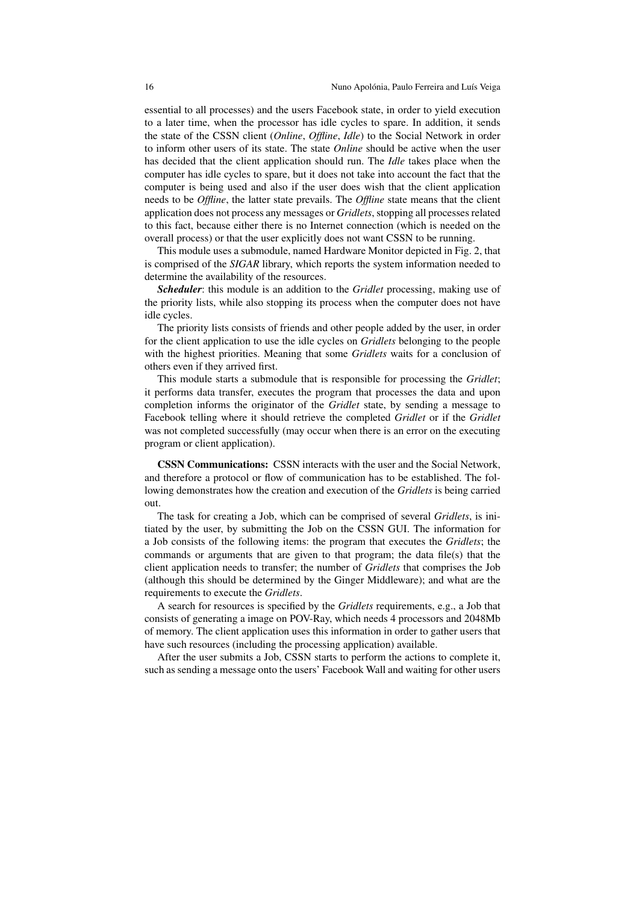essential to all processes) and the users Facebook state, in order to yield execution to a later time, when the processor has idle cycles to spare. In addition, it sends the state of the CSSN client (*Online*, *Offline*, *Idle*) to the Social Network in order to inform other users of its state. The state *Online* should be active when the user has decided that the client application should run. The *Idle* takes place when the computer has idle cycles to spare, but it does not take into account the fact that the computer is being used and also if the user does wish that the client application needs to be *Offline*, the latter state prevails. The *Offline* state means that the client application does not process any messages or *Gridlets*, stopping all processes related to this fact, because either there is no Internet connection (which is needed on the overall process) or that the user explicitly does not want CSSN to be running.

This module uses a submodule, named Hardware Monitor depicted in Fig. 2, that is comprised of the *SIGAR* library, which reports the system information needed to determine the availability of the resources.

***Scheduler***: this module is an addition to the *Gridlet* processing, making use of the priority lists, while also stopping its process when the computer does not have idle cycles.

The priority lists consists of friends and other people added by the user, in order for the client application to use the idle cycles on *Gridlets* belonging to the people with the highest priorities. Meaning that some *Gridlets* waits for a conclusion of others even if they arrived first.

This module starts a submodule that is responsible for processing the *Gridlet*; it performs data transfer, executes the program that processes the data and upon completion informs the originator of the *Gridlet* state, by sending a message to Facebook telling where it should retrieve the completed *Gridlet* or if the *Gridlet* was not completed successfully (may occur when there is an error on the executing program or client application).

**CSSN Communications:** CSSN interacts with the user and the Social Network, and therefore a protocol or flow of communication has to be established. The following demonstrates how the creation and execution of the *Gridlets* is being carried out.

The task for creating a Job, which can be comprised of several *Gridlets*, is initiated by the user, by submitting the Job on the CSSN GUI. The information for a Job consists of the following items: the program that executes the *Gridlets*; the commands or arguments that are given to that program; the data file(s) that the client application needs to transfer; the number of *Gridlets* that comprises the Job (although this should be determined by the Ginger Middleware); and what are the requirements to execute the *Gridlets*.

A search for resources is specified by the *Gridlets* requirements, e.g., a Job that consists of generating a image on POV-Ray, which needs 4 processors and 2048Mb of memory. The client application uses this information in order to gather users that have such resources (including the processing application) available.

After the user submits a Job, CSSN starts to perform the actions to complete it, such as sending a message onto the users' Facebook Wall and waiting for other users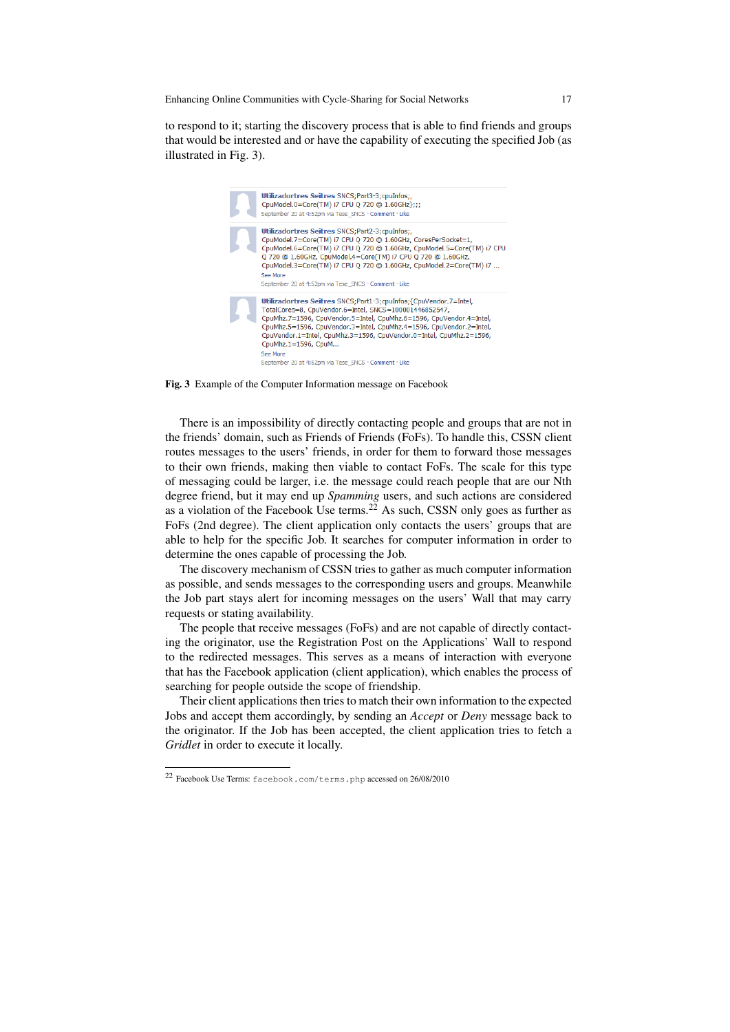to respond to it; starting the discovery process that is able to find friends and groups that would be interested and or have the capability of executing the specified Job (as illustrated in Fig. 3).

**Utilizadortres Seitres** SNCS;Part3-3;cpuInfos;,
CpuModel.0=Core(TM) i7 CPU Q 720 @ 1.60GHz};;;
September 20 at 4:52pm via Tese_SNCS · Comment · Like

**Utilizadortres Seitres** SNCS;Part2-3;cpuInfos;,
CpuModel.7=Core(TM) i7 CPU Q 720 @ 1.60GHz, CoresPerSocket=1,
CpuModel.6=Core(TM) i7 CPU Q 720 @ 1.60GHz, CpuModel.5=Core(TM) i7 CPU Q 720 @ 1.60GHz, CpuModel.4=Core(TM) i7 CPU Q 720 @ 1.60GHz,
CpuModel.3=Core(TM) i7 CPU Q 720 @ 1.60GHz, CpuModel.2=Core(TM) i7 ...
See More
September 20 at 4:52pm via Tese_SNCS · Comment · Like

**Utilizadortres Seitres** SNCS;Part1-3;cpuInfos;{CpuVendor.7=Intel,
TotalCores=8, CpuVendor.6=Intel, SNCS=100001446852547,
CpuMhz.7=1596, CpuVendor.5=Intel, CpuMhz.6=1596, CpuVendor.4=Intel,
CpuMhz.5=1596, CpuVendor.3=Intel, CpuMhz.4=1596, CpuVendor.2=Intel,
CpuVendor.1=Intel, CpuMhz.3=1596, CpuVendor.0=Intel, CpuMhz.2=1596,
CpuMhz.1=1596, CpuM...
See More
September 20 at 4:52pm via Tese_SNCS · Comment · Like

**Fig. 3** Example of the Computer Information message on Facebook

There is an impossibility of directly contacting people and groups that are not in the friends' domain, such as Friends of Friends (FoFs). To handle this, CSSN client routes messages to the users' friends, in order for them to forward those messages to their own friends, making then viable to contact FoFs. The scale for this type of messaging could be larger, i.e. the message could reach people that are our Nth degree friend, but it may end up *Spamming* users, and such actions are considered as a violation of the Facebook Use terms.[22] As such, CSSN only goes as further as FoFs (2nd degree). The client application only contacts the users' groups that are able to help for the specific Job. It searches for computer information in order to determine the ones capable of processing the Job.

The discovery mechanism of CSSN tries to gather as much computer information as possible, and sends messages to the corresponding users and groups. Meanwhile the Job part stays alert for incoming messages on the users' Wall that may carry requests or stating availability.

The people that receive messages (FoFs) and are not capable of directly contacting the originator, use the Registration Post on the Applications' Wall to respond to the redirected messages. This serves as a means of interaction with everyone that has the Facebook application (client application), which enables the process of searching for people outside the scope of friendship.

Their client applications then tries to match their own information to the expected Jobs and accept them accordingly, by sending an *Accept* or *Deny* message back to the originator. If the Job has been accepted, the client application tries to fetch a *Gridlet* in order to execute it locally.

[22] Facebook Use Terms: facebook.com/terms.php accessed on 26/08/2010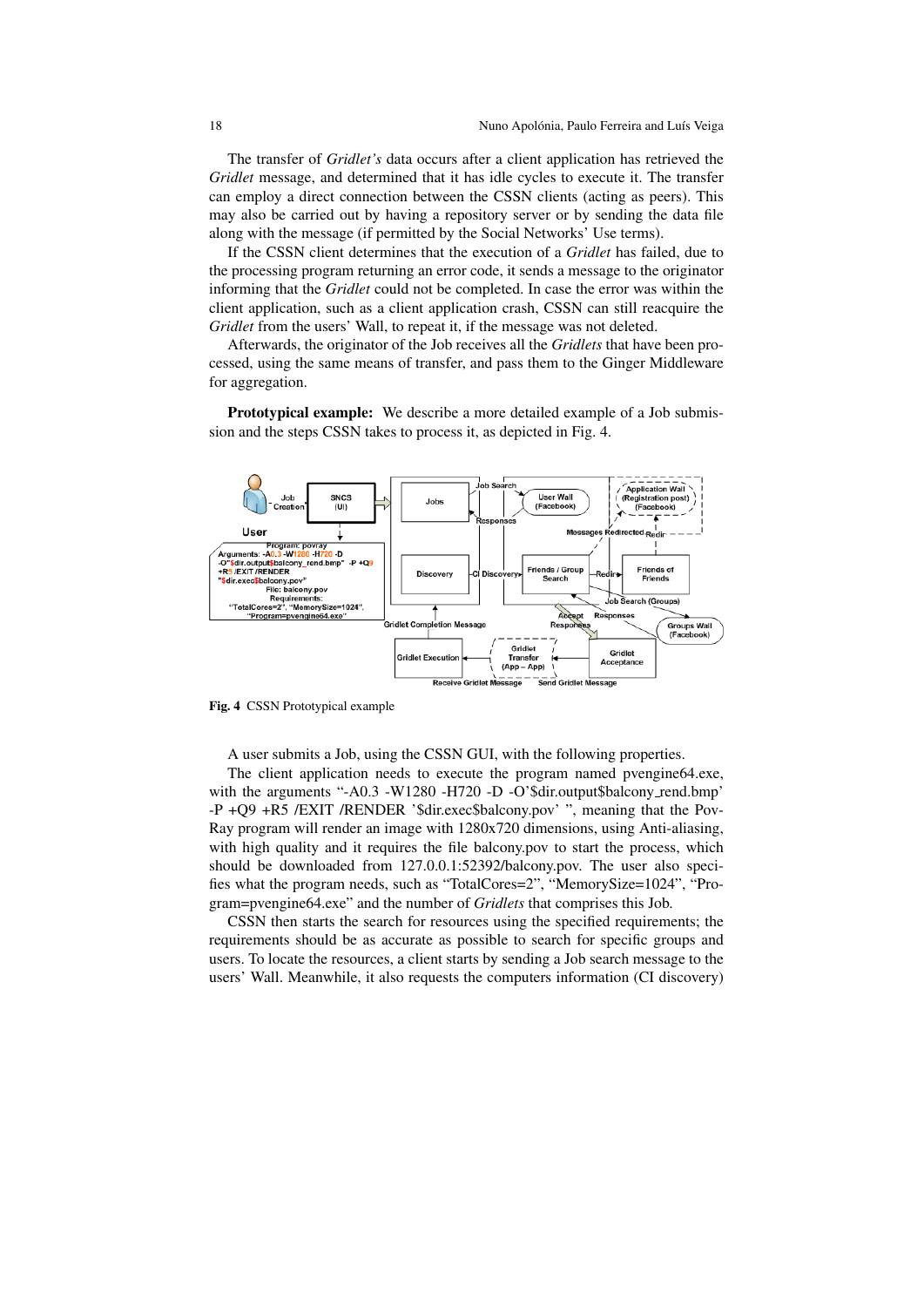The transfer of *Gridlet's* data occurs after a client application has retrieved the *Gridlet* message, and determined that it has idle cycles to execute it. The transfer can employ a direct connection between the CSSN clients (acting as peers). This may also be carried out by having a repository server or by sending the data file along with the message (if permitted by the Social Networks' Use terms).

If the CSSN client determines that the execution of a *Gridlet* has failed, due to the processing program returning an error code, it sends a message to the originator informing that the *Gridlet* could not be completed. In case the error was within the client application, such as a client application crash, CSSN can still reacquire the *Gridlet* from the users' Wall, to repeat it, if the message was not deleted.

Afterwards, the originator of the Job receives all the *Gridlets* that have been processed, using the same means of transfer, and pass them to the Ginger Middleware for aggregation.

**Prototypical example:** We describe a more detailed example of a Job submission and the steps CSSN takes to process it, as depicted in Fig. 4.

**Fig. 4** CSSN Prototypical example

A user submits a Job, using the CSSN GUI, with the following properties.

The client application needs to execute the program named pvengine64.exe, with the arguments "-A0.3 -W1280 -H720 -D -O'$dir.output$balcony_rend.bmp' -P +Q9 +R5 /EXIT /RENDER '$dir.exec$balcony.pov' ", meaning that the Pov-Ray program will render an image with 1280x720 dimensions, using Anti-aliasing, with high quality and it requires the file balcony.pov to start the process, which should be downloaded from 127.0.0.1:52392/balcony.pov. The user also specifies what the program needs, such as "TotalCores=2", "MemorySize=1024", "Program=pvengine64.exe" and the number of *Gridlets* that comprises this Job.

CSSN then starts the search for resources using the specified requirements; the requirements should be as accurate as possible to search for specific groups and users. To locate the resources, a client starts by sending a Job search message to the users' Wall. Meanwhile, it also requests the computers information (CI discovery)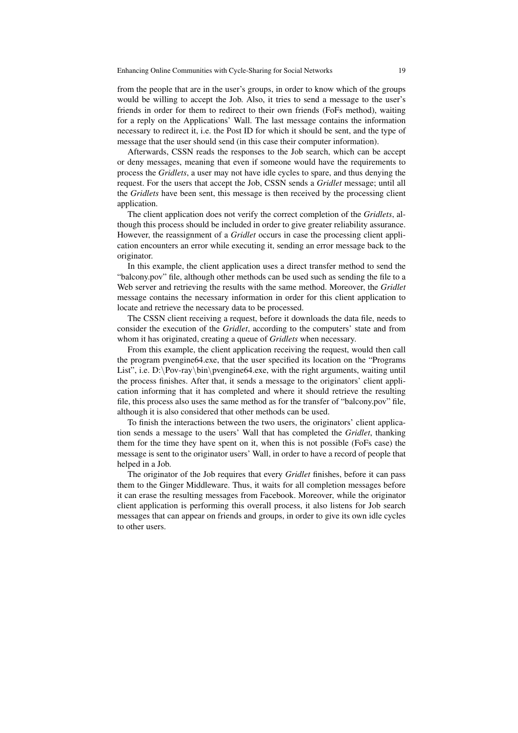from the people that are in the user's groups, in order to know which of the groups would be willing to accept the Job. Also, it tries to send a message to the user's friends in order for them to redirect to their own friends (FoFs method), waiting for a reply on the Applications' Wall. The last message contains the information necessary to redirect it, i.e. the Post ID for which it should be sent, and the type of message that the user should send (in this case their computer information).

Afterwards, CSSN reads the responses to the Job search, which can be accept or deny messages, meaning that even if someone would have the requirements to process the *Gridlets*, a user may not have idle cycles to spare, and thus denying the request. For the users that accept the Job, CSSN sends a *Gridlet* message; until all the *Gridlets* have been sent, this message is then received by the processing client application.

The client application does not verify the correct completion of the *Gridlets*, although this process should be included in order to give greater reliability assurance. However, the reassignment of a *Gridlet* occurs in case the processing client application encounters an error while executing it, sending an error message back to the originator.

In this example, the client application uses a direct transfer method to send the "balcony.pov" file, although other methods can be used such as sending the file to a Web server and retrieving the results with the same method. Moreover, the *Gridlet* message contains the necessary information in order for this client application to locate and retrieve the necessary data to be processed.

The CSSN client receiving a request, before it downloads the data file, needs to consider the execution of the *Gridlet*, according to the computers' state and from whom it has originated, creating a queue of *Gridlets* when necessary.

From this example, the client application receiving the request, would then call the program pvengine64.exe, that the user specified its location on the "Programs List", i.e. D:\Pov-ray\bin\pvengine64.exe, with the right arguments, waiting until the process finishes. After that, it sends a message to the originators' client application informing that it has completed and where it should retrieve the resulting file, this process also uses the same method as for the transfer of "balcony.pov" file, although it is also considered that other methods can be used.

To finish the interactions between the two users, the originators' client application sends a message to the users' Wall that has completed the *Gridlet*, thanking them for the time they have spent on it, when this is not possible (FoFs case) the message is sent to the originator users' Wall, in order to have a record of people that helped in a Job.

The originator of the Job requires that every *Gridlet* finishes, before it can pass them to the Ginger Middleware. Thus, it waits for all completion messages before it can erase the resulting messages from Facebook. Moreover, while the originator client application is performing this overall process, it also listens for Job search messages that can appear on friends and groups, in order to give its own idle cycles to other users.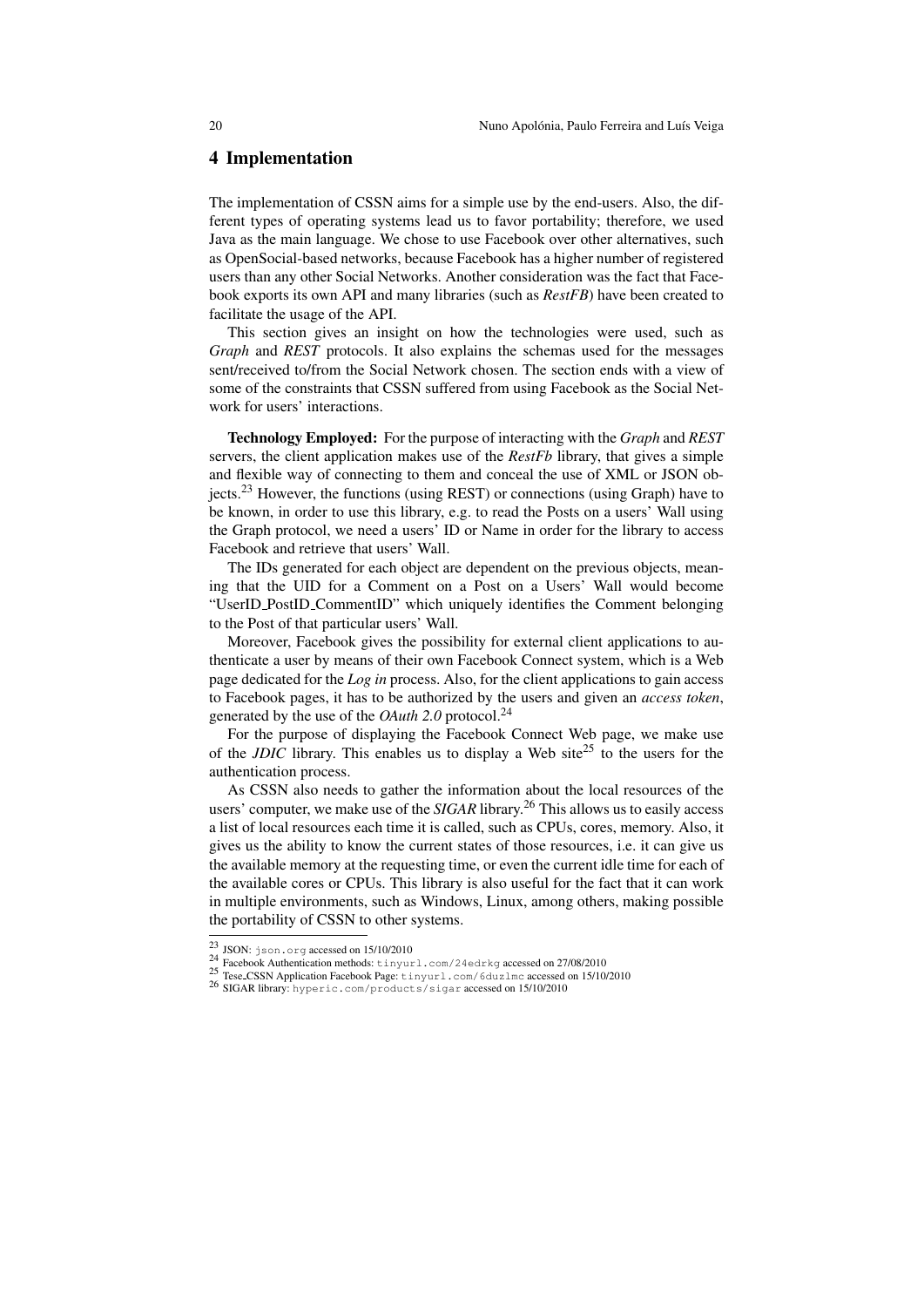## 4 Implementation

The implementation of CSSN aims for a simple use by the end-users. Also, the different types of operating systems lead us to favor portability; therefore, we used Java as the main language. We chose to use Facebook over other alternatives, such as OpenSocial-based networks, because Facebook has a higher number of registered users than any other Social Networks. Another consideration was the fact that Facebook exports its own API and many libraries (such as *RestFB*) have been created to facilitate the usage of the API.

This section gives an insight on how the technologies were used, such as *Graph* and *REST* protocols. It also explains the schemas used for the messages sent/received to/from the Social Network chosen. The section ends with a view of some of the constraints that CSSN suffered from using Facebook as the Social Network for users' interactions.

**Technology Employed:** For the purpose of interacting with the *Graph* and *REST* servers, the client application makes use of the *RestFb* library, that gives a simple and flexible way of connecting to them and conceal the use of XML or JSON objects.[23] However, the functions (using REST) or connections (using Graph) have to be known, in order to use this library, e.g. to read the Posts on a users' Wall using the Graph protocol, we need a users' ID or Name in order for the library to access Facebook and retrieve that users' Wall.

The IDs generated for each object are dependent on the previous objects, meaning that the UID for a Comment on a Post on a Users' Wall would become "UserID_PostID_CommentID" which uniquely identifies the Comment belonging to the Post of that particular users' Wall.

Moreover, Facebook gives the possibility for external client applications to authenticate a user by means of their own Facebook Connect system, which is a Web page dedicated for the *Log in* process. Also, for the client applications to gain access to Facebook pages, it has to be authorized by the users and given an *access token*, generated by the use of the *OAuth 2.0* protocol.[24]

For the purpose of displaying the Facebook Connect Web page, we make use of the *JDIC* library. This enables us to display a Web site[25] to the users for the authentication process.

As CSSN also needs to gather the information about the local resources of the users' computer, we make use of the *SIGAR* library.[26] This allows us to easily access a list of local resources each time it is called, such as CPUs, cores, memory. Also, it gives us the ability to know the current states of those resources, i.e. it can give us the available memory at the requesting time, or even the current idle time for each of the available cores or CPUs. This library is also useful for the fact that it can work in multiple environments, such as Windows, Linux, among others, making possible the portability of CSSN to other systems.

---

[23] JSON: json.org accessed on 15/10/2010

[24] Facebook Authentication methods: tinyurl.com/24edrkg accessed on 27/08/2010

[25] Tese_CSSN Application Facebook Page: tinyurl.com/6duzlmc accessed on 15/10/2010

[26] SIGAR library: hyperic.com/products/sigar accessed on 15/10/2010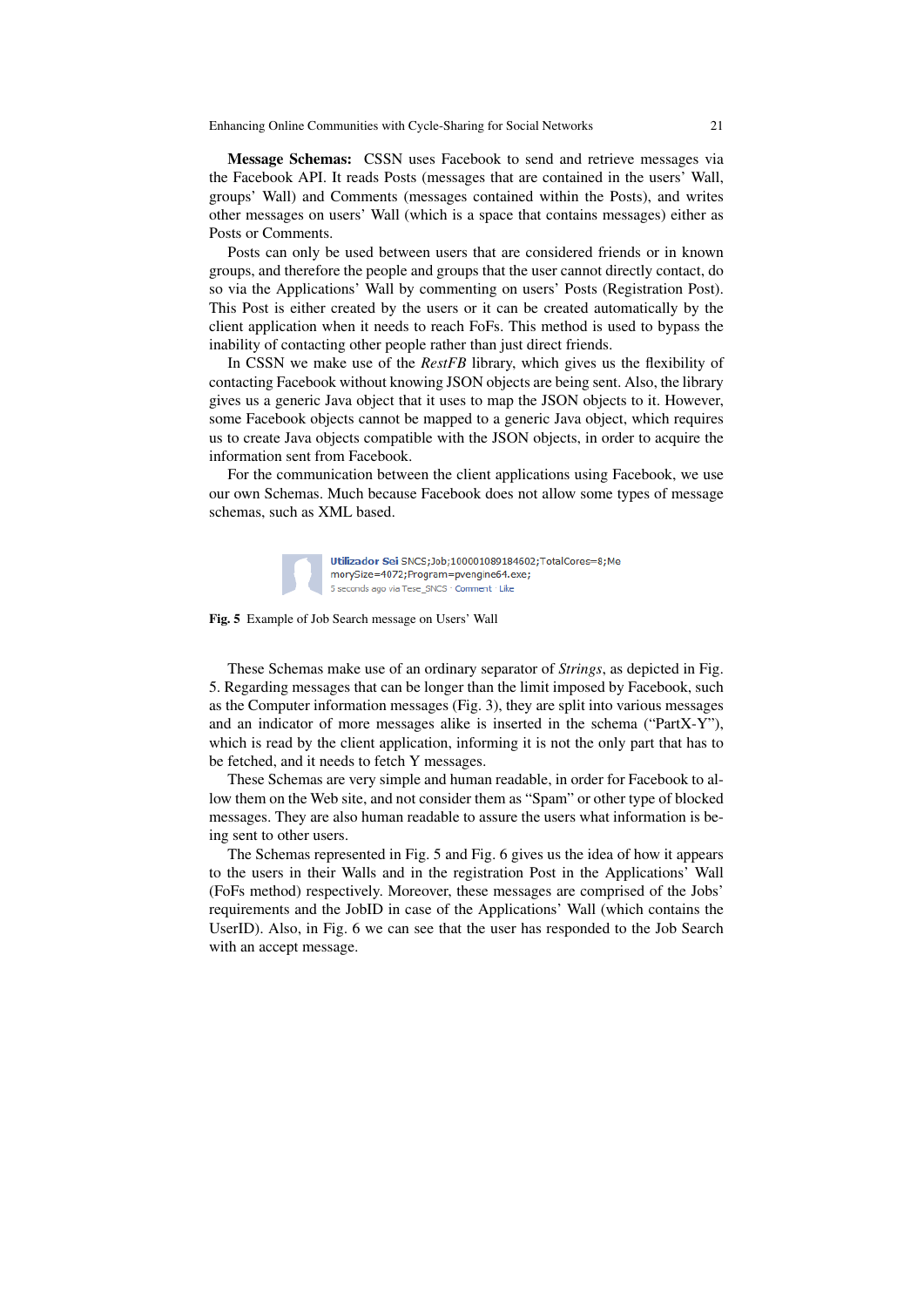**Message Schemas:** CSSN uses Facebook to send and retrieve messages via the Facebook API. It reads Posts (messages that are contained in the users' Wall, groups' Wall) and Comments (messages contained within the Posts), and writes other messages on users' Wall (which is a space that contains messages) either as Posts or Comments.

Posts can only be used between users that are considered friends or in known groups, and therefore the people and groups that the user cannot directly contact, do so via the Applications' Wall by commenting on users' Posts (Registration Post). This Post is either created by the users or it can be created automatically by the client application when it needs to reach FoFs. This method is used to bypass the inability of contacting other people rather than just direct friends.

In CSSN we make use of the *RestFB* library, which gives us the flexibility of contacting Facebook without knowing JSON objects are being sent. Also, the library gives us a generic Java object that it uses to map the JSON objects to it. However, some Facebook objects cannot be mapped to a generic Java object, which requires us to create Java objects compatible with the JSON objects, in order to acquire the information sent from Facebook.

For the communication between the client applications using Facebook, we use our own Schemas. Much because Facebook does not allow some types of message schemas, such as XML based.

Utilizador Sei SNCS;Job;100001089184602;TotalCores=8;MemorySize=4072;Program=pvengine64.exe;
5 seconds ago via Tese_SNCS · Comment · Like

**Fig. 5** Example of Job Search message on Users' Wall

These Schemas make use of an ordinary separator of *Strings*, as depicted in Fig. 5. Regarding messages that can be longer than the limit imposed by Facebook, such as the Computer information messages (Fig. 3), they are split into various messages and an indicator of more messages alike is inserted in the schema ("PartX-Y"), which is read by the client application, informing it is not the only part that has to be fetched, and it needs to fetch Y messages.

These Schemas are very simple and human readable, in order for Facebook to allow them on the Web site, and not consider them as "Spam" or other type of blocked messages. They are also human readable to assure the users what information is being sent to other users.

The Schemas represented in Fig. 5 and Fig. 6 gives us the idea of how it appears to the users in their Walls and in the registration Post in the Applications' Wall (FoFs method) respectively. Moreover, these messages are comprised of the Jobs' requirements and the JobID in case of the Applications' Wall (which contains the UserID). Also, in Fig. 6 we can see that the user has responded to the Job Search with an accept message.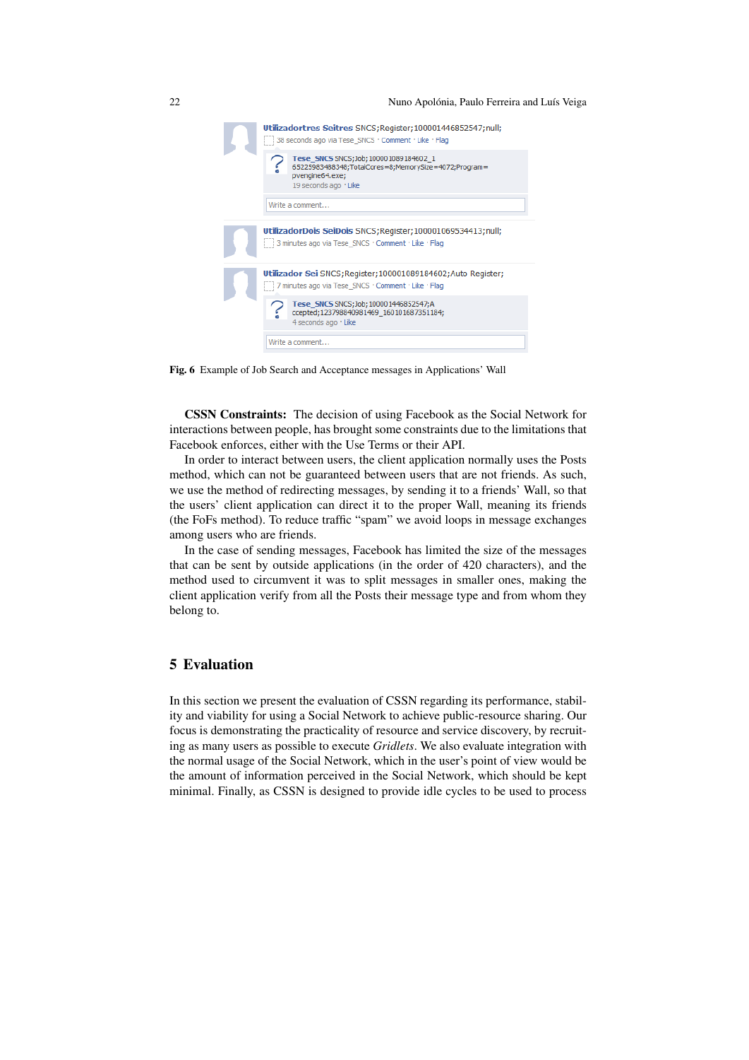Utilizadortres Seitres SNCS;Register;100001446852547;null;
38 seconds ago via Tese_SNCS · Comment · Like · Flag

Tese_SNCS SNCS;Job;100001089184602_1 65225983488348;TotalCores=8;MemorySize=4072;Program= pvengine64.exe;
19 seconds ago · Like

Write a comment...

UtilizadorDois SeiDois SNCS;Register;100001069534413;null;
3 minutes ago via Tese_SNCS · Comment · Like · Flag

Utilizador Sei SNCS;Register;100001089184602;Auto Register;
7 minutes ago via Tese_SNCS · Comment · Like · Flag

Tese_SNCS SNCS;Job;100001446852547;A ccepted;123798840981469_160101687351184;
4 seconds ago · Like

Write a comment...

**Fig. 6** Example of Job Search and Acceptance messages in Applications' Wall

**CSSN Constraints:** The decision of using Facebook as the Social Network for interactions between people, has brought some constraints due to the limitations that Facebook enforces, either with the Use Terms or their API.

In order to interact between users, the client application normally uses the Posts method, which can not be guaranteed between users that are not friends. As such, we use the method of redirecting messages, by sending it to a friends' Wall, so that the users' client application can direct it to the proper Wall, meaning its friends (the FoFs method). To reduce traffic "spam" we avoid loops in message exchanges among users who are friends.

In the case of sending messages, Facebook has limited the size of the messages that can be sent by outside applications (in the order of 420 characters), and the method used to circumvent it was to split messages in smaller ones, making the client application verify from all the Posts their message type and from whom they belong to.

## 5 Evaluation

In this section we present the evaluation of CSSN regarding its performance, stability and viability for using a Social Network to achieve public-resource sharing. Our focus is demonstrating the practicality of resource and service discovery, by recruiting as many users as possible to execute *Gridlets*. We also evaluate integration with the normal usage of the Social Network, which in the user's point of view would be the amount of information perceived in the Social Network, which should be kept minimal. Finally, as CSSN is designed to provide idle cycles to be used to process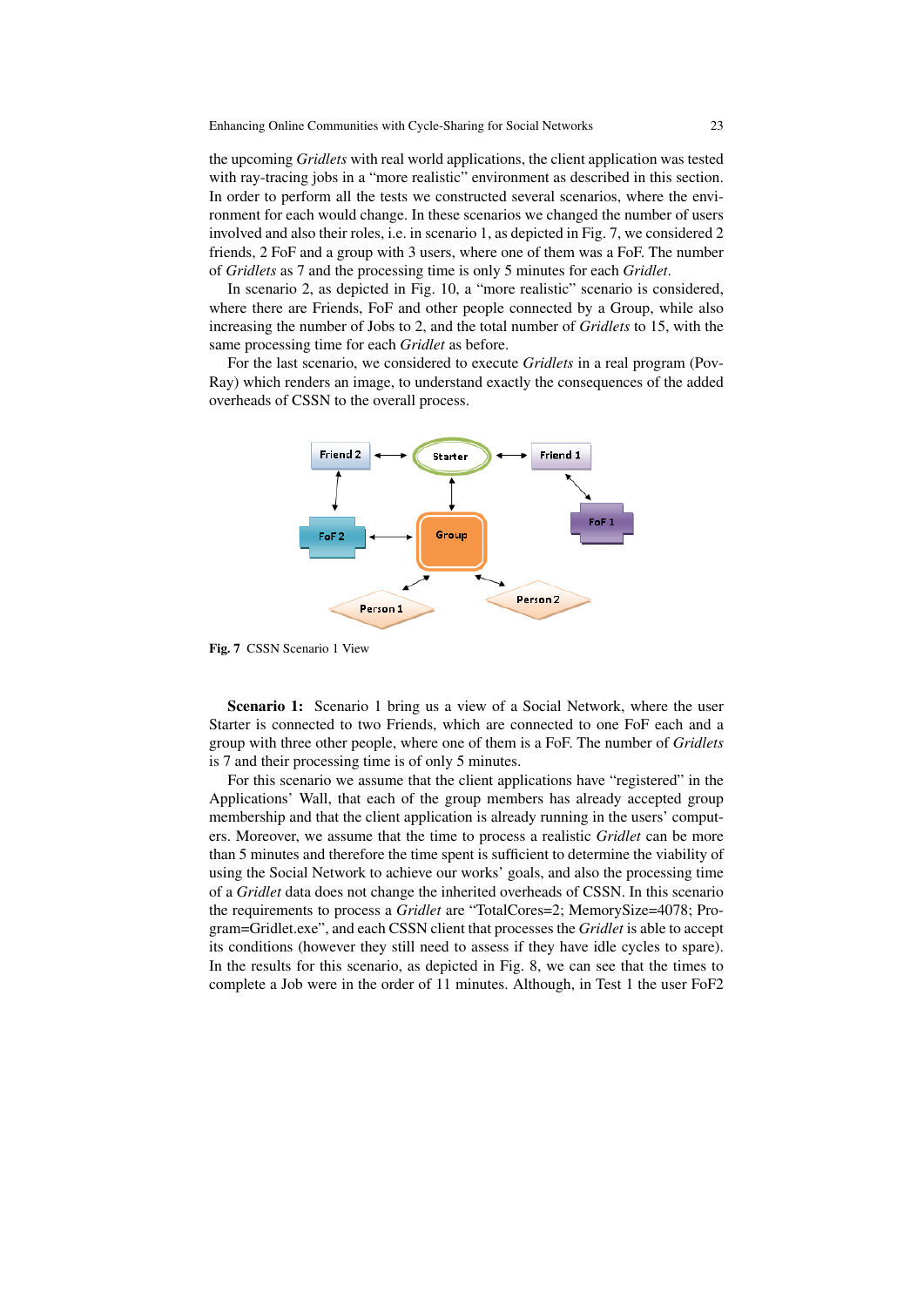the upcoming *Gridlets* with real world applications, the client application was tested with ray-tracing jobs in a "more realistic" environment as described in this section. In order to perform all the tests we constructed several scenarios, where the environment for each would change. In these scenarios we changed the number of users involved and also their roles, i.e. in scenario 1, as depicted in Fig. 7, we considered 2 friends, 2 FoF and a group with 3 users, where one of them was a FoF. The number of *Gridlets* as 7 and the processing time is only 5 minutes for each *Gridlet*.

In scenario 2, as depicted in Fig. 10, a "more realistic" scenario is considered, where there are Friends, FoF and other people connected by a Group, while also increasing the number of Jobs to 2, and the total number of *Gridlets* to 15, with the same processing time for each *Gridlet* as before.

For the last scenario, we considered to execute *Gridlets* in a real program (Pov-Ray) which renders an image, to understand exactly the consequences of the added overheads of CSSN to the overall process.

**Fig. 7** CSSN Scenario 1 View

**Scenario 1:** Scenario 1 bring us a view of a Social Network, where the user Starter is connected to two Friends, which are connected to one FoF each and a group with three other people, where one of them is a FoF. The number of *Gridlets* is 7 and their processing time is of only 5 minutes.

For this scenario we assume that the client applications have "registered" in the Applications' Wall, that each of the group members has already accepted group membership and that the client application is already running in the users' computers. Moreover, we assume that the time to process a realistic *Gridlet* can be more than 5 minutes and therefore the time spent is sufficient to determine the viability of using the Social Network to achieve our works' goals, and also the processing time of a *Gridlet* data does not change the inherited overheads of CSSN. In this scenario the requirements to process a *Gridlet* are "TotalCores=2; MemorySize=4078; Program=Gridlet.exe", and each CSSN client that processes the *Gridlet* is able to accept its conditions (however they still need to assess if they have idle cycles to spare). In the results for this scenario, as depicted in Fig. 8, we can see that the times to complete a Job were in the order of 11 minutes. Although, in Test 1 the user FoF2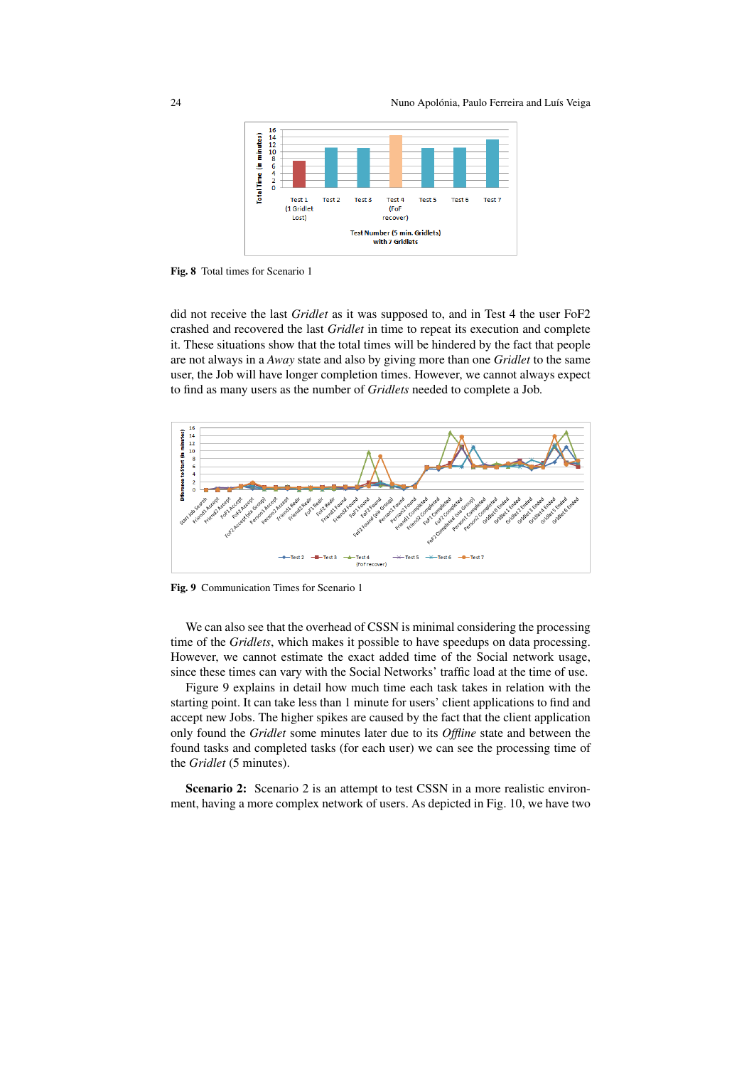**Fig. 8** Total times for Scenario 1

did not receive the last *Gridlet* as it was supposed to, and in Test 4 the user FoF2 crashed and recovered the last *Gridlet* in time to repeat its execution and complete it. These situations show that the total times will be hindered by the fact that people are not always in a *Away* state and also by giving more than one *Gridlet* to the same user, the Job will have longer completion times. However, we cannot always expect to find as many users as the number of *Gridlets* needed to complete a Job.

**Fig. 9** Communication Times for Scenario 1

We can also see that the overhead of CSSN is minimal considering the processing time of the *Gridlets*, which makes it possible to have speedups on data processing. However, we cannot estimate the exact added time of the Social network usage, since these times can vary with the Social Networks' traffic load at the time of use.

Figure 9 explains in detail how much time each task takes in relation with the starting point. It can take less than 1 minute for users' client applications to find and accept new Jobs. The higher spikes are caused by the fact that the client application only found the *Gridlet* some minutes later due to its *Offline* state and between the found tasks and completed tasks (for each user) we can see the processing time of the *Gridlet* (5 minutes).

**Scenario 2:** Scenario 2 is an attempt to test CSSN in a more realistic environment, having a more complex network of users. As depicted in Fig. 10, we have two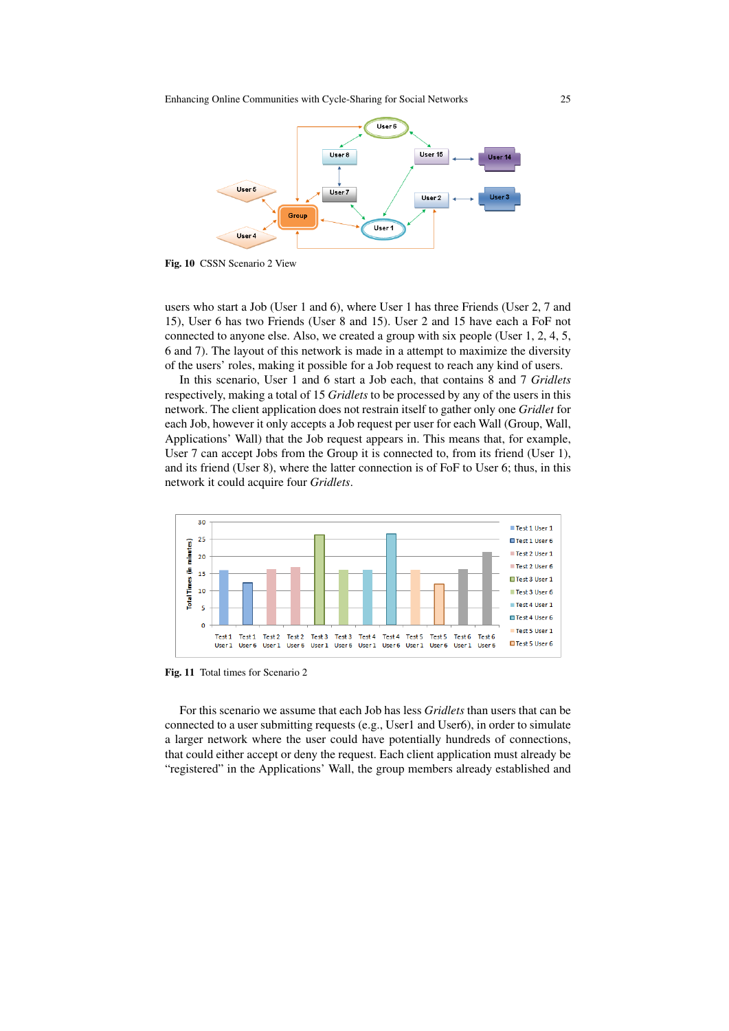Fig. 10 CSSN Scenario 2 View

users who start a Job (User 1 and 6), where User 1 has three Friends (User 2, 7 and 15), User 6 has two Friends (User 8 and 15). User 2 and 15 have each a FoF not connected to anyone else. Also, we created a group with six people (User 1, 2, 4, 5, 6 and 7). The layout of this network is made in a attempt to maximize the diversity of the users' roles, making it possible for a Job request to reach any kind of users.

In this scenario, User 1 and 6 start a Job each, that contains 8 and 7 *Gridlets* respectively, making a total of 15 *Gridlets* to be processed by any of the users in this network. The client application does not restrain itself to gather only one *Gridlet* for each Job, however it only accepts a Job request per user for each Wall (Group, Wall, Applications' Wall) that the Job request appears in. This means that, for example, User 7 can accept Jobs from the Group it is connected to, from its friend (User 1), and its friend (User 8), where the latter connection is of FoF to User 6; thus, in this network it could acquire four *Gridlets*.

Fig. 11 Total times for Scenario 2

For this scenario we assume that each Job has less *Gridlets* than users that can be connected to a user submitting requests (e.g., User1 and User6), in order to simulate a larger network where the user could have potentially hundreds of connections, that could either accept or deny the request. Each client application must already be "registered" in the Applications' Wall, the group members already established and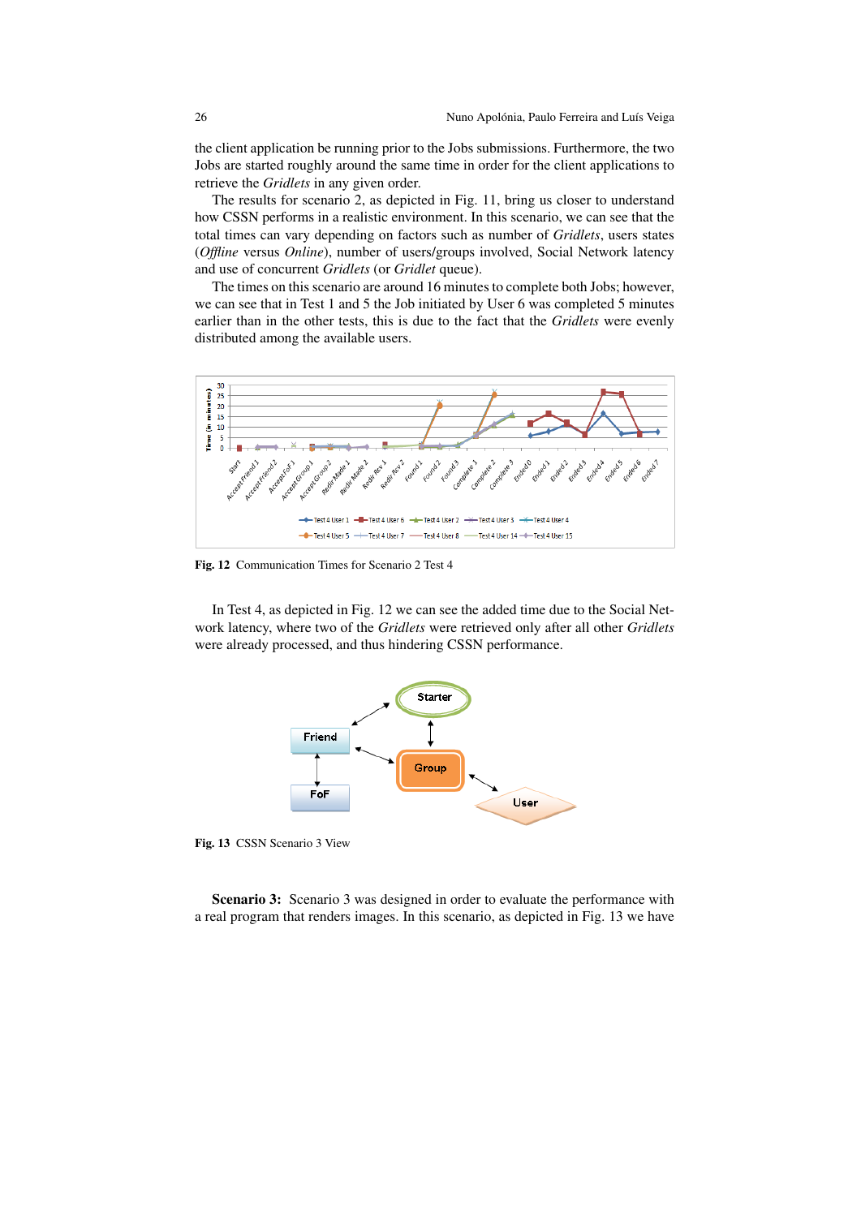the client application be running prior to the Jobs submissions. Furthermore, the two Jobs are started roughly around the same time in order for the client applications to retrieve the *Gridlets* in any given order.

The results for scenario 2, as depicted in Fig. 11, bring us closer to understand how CSSN performs in a realistic environment. In this scenario, we can see that the total times can vary depending on factors such as number of *Gridlets*, users states (*Offline* versus *Online*), number of users/groups involved, Social Network latency and use of concurrent *Gridlets* (or *Gridlet* queue).

The times on this scenario are around 16 minutes to complete both Jobs; however, we can see that in Test 1 and 5 the Job initiated by User 6 was completed 5 minutes earlier than in the other tests, this is due to the fact that the *Gridlets* were evenly distributed among the available users.

**Fig. 12** Communication Times for Scenario 2 Test 4

In Test 4, as depicted in Fig. 12 we can see the added time due to the Social Network latency, where two of the *Gridlets* were retrieved only after all other *Gridlets* were already processed, and thus hindering CSSN performance.

**Fig. 13** CSSN Scenario 3 View

**Scenario 3:** Scenario 3 was designed in order to evaluate the performance with a real program that renders images. In this scenario, as depicted in Fig. 13 we have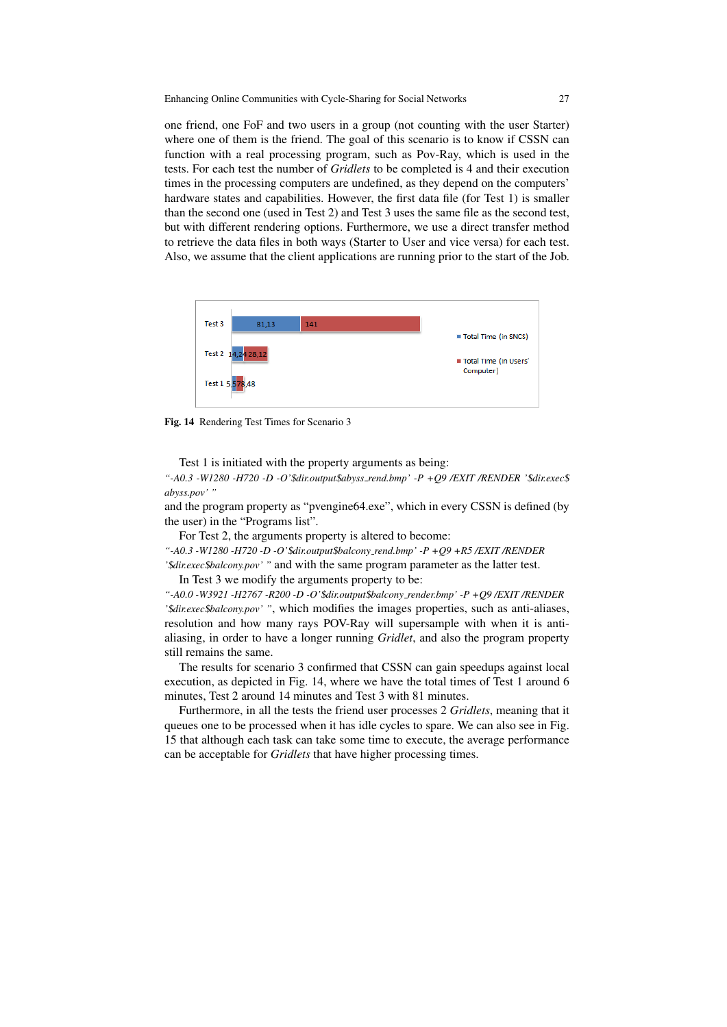one friend, one FoF and two users in a group (not counting with the user Starter) where one of them is the friend. The goal of this scenario is to know if CSSN can function with a real processing program, such as Pov-Ray, which is used in the tests. For each test the number of *Gridlets* to be completed is 4 and their execution times in the processing computers are undefined, as they depend on the computers' hardware states and capabilities. However, the first data file (for Test 1) is smaller than the second one (used in Test 2) and Test 3 uses the same file as the second test, but with different rendering options. Furthermore, we use a direct transfer method to retrieve the data files in both ways (Starter to User and vice versa) for each test. Also, we assume that the client applications are running prior to the start of the Job.

| | Total Time (in SNCS) | Total Time (in Users' Computer) |
|---|---|---|
| Test 3 | 81,13 | 141 |
| Test 2 | 14,24 | 28,12 |
| Test 1 | 5,57 | 8,48 |

**Fig. 14** Rendering Test Times for Scenario 3

Test 1 is initiated with the property arguments as being:
*"-A0.3 -W1280 -H720 -D -O'$dir.output$abyss_rend.bmp' -P +Q9 /EXIT /RENDER '$dir.exec$abyss.pov' "*
and the program property as "pvengine64.exe", which in every CSSN is defined (by the user) in the "Programs list".

For Test 2, the arguments property is altered to become:
*"-A0.3 -W1280 -H720 -D -O'$dir.output$balcony_rend.bmp' -P +Q9 +R5 /EXIT /RENDER '$dir.exec$balcony.pov' "* and with the same program parameter as the latter test.

In Test 3 we modify the arguments property to be:
*"-A0.0 -W3921 -H2767 -R200 -D -O'$dir.output$balcony_render.bmp' -P +Q9 /EXIT /RENDER '$dir.exec$balcony.pov' "*, which modifies the images properties, such as anti-aliases, resolution and how many rays POV-Ray will supersample with when it is anti-aliasing, in order to have a longer running *Gridlet*, and also the program property still remains the same.

The results for scenario 3 confirmed that CSSN can gain speedups against local execution, as depicted in Fig. 14, where we have the total times of Test 1 around 6 minutes, Test 2 around 14 minutes and Test 3 with 81 minutes.

Furthermore, in all the tests the friend user processes 2 *Gridlets*, meaning that it queues one to be processed when it has idle cycles to spare. We can also see in Fig. 15 that although each task can take some time to execute, the average performance can be acceptable for *Gridlets* that have higher processing times.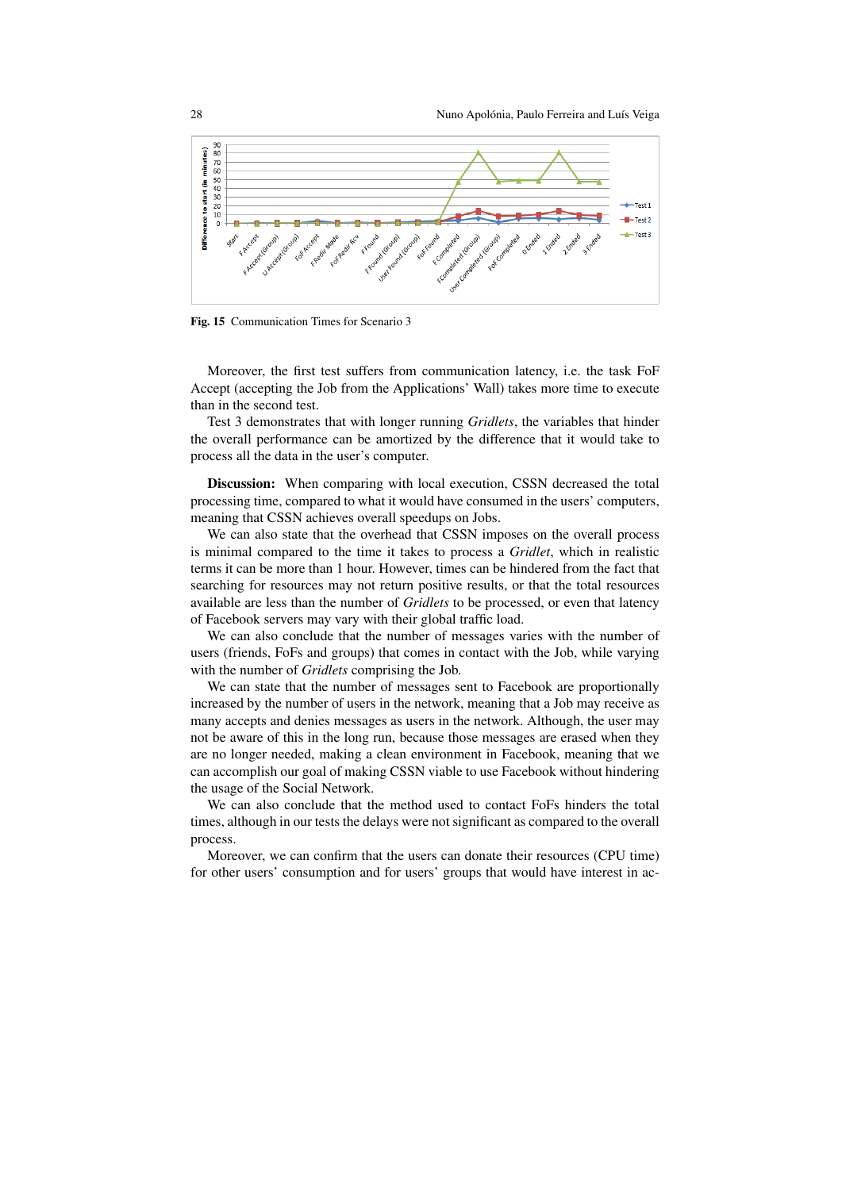Fig. 15 Communication Times for Scenario 3

Moreover, the first test suffers from communication latency, i.e. the task FoF Accept (accepting the Job from the Applications' Wall) takes more time to execute than in the second test.

Test 3 demonstrates that with longer running *Gridlets*, the variables that hinder the overall performance can be amortized by the difference that it would take to process all the data in the user's computer.

**Discussion:** When comparing with local execution, CSSN decreased the total processing time, compared to what it would have consumed in the users' computers, meaning that CSSN achieves overall speedups on Jobs.

We can also state that the overhead that CSSN imposes on the overall process is minimal compared to the time it takes to process a *Gridlet*, which in realistic terms it can be more than 1 hour. However, times can be hindered from the fact that searching for resources may not return positive results, or that the total resources available are less than the number of *Gridlets* to be processed, or even that latency of Facebook servers may vary with their global traffic load.

We can also conclude that the number of messages varies with the number of users (friends, FoFs and groups) that comes in contact with the Job, while varying with the number of *Gridlets* comprising the Job.

We can state that the number of messages sent to Facebook are proportionally increased by the number of users in the network, meaning that a Job may receive as many accepts and denies messages as users in the network. Although, the user may not be aware of this in the long run, because those messages are erased when they are no longer needed, making a clean environment in Facebook, meaning that we can accomplish our goal of making CSSN viable to use Facebook without hindering the usage of the Social Network.

We can also conclude that the method used to contact FoFs hinders the total times, although in our tests the delays were not significant as compared to the overall process.

Moreover, we can confirm that the users can donate their resources (CPU time) for other users' consumption and for users' groups that would have interest in ac-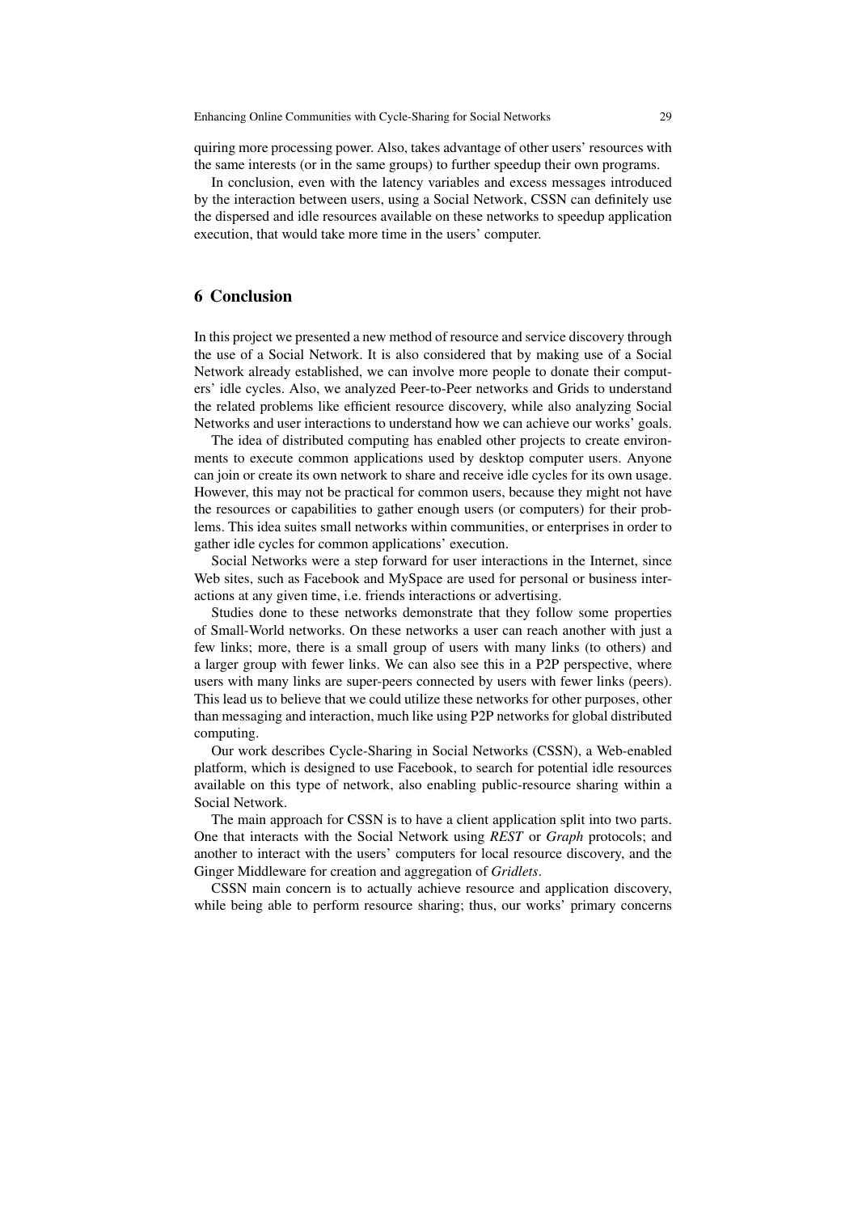quiring more processing power. Also, takes advantage of other users' resources with the same interests (or in the same groups) to further speedup their own programs.

In conclusion, even with the latency variables and excess messages introduced by the interaction between users, using a Social Network, CSSN can definitely use the dispersed and idle resources available on these networks to speedup application execution, that would take more time in the users' computer.

## 6 Conclusion

In this project we presented a new method of resource and service discovery through the use of a Social Network. It is also considered that by making use of a Social Network already established, we can involve more people to donate their computers' idle cycles. Also, we analyzed Peer-to-Peer networks and Grids to understand the related problems like efficient resource discovery, while also analyzing Social Networks and user interactions to understand how we can achieve our works' goals.

The idea of distributed computing has enabled other projects to create environments to execute common applications used by desktop computer users. Anyone can join or create its own network to share and receive idle cycles for its own usage. However, this may not be practical for common users, because they might not have the resources or capabilities to gather enough users (or computers) for their problems. This idea suites small networks within communities, or enterprises in order to gather idle cycles for common applications' execution.

Social Networks were a step forward for user interactions in the Internet, since Web sites, such as Facebook and MySpace are used for personal or business interactions at any given time, i.e. friends interactions or advertising.

Studies done to these networks demonstrate that they follow some properties of Small-World networks. On these networks a user can reach another with just a few links; more, there is a small group of users with many links (to others) and a larger group with fewer links. We can also see this in a P2P perspective, where users with many links are super-peers connected by users with fewer links (peers). This lead us to believe that we could utilize these networks for other purposes, other than messaging and interaction, much like using P2P networks for global distributed computing.

Our work describes Cycle-Sharing in Social Networks (CSSN), a Web-enabled platform, which is designed to use Facebook, to search for potential idle resources available on this type of network, also enabling public-resource sharing within a Social Network.

The main approach for CSSN is to have a client application split into two parts. One that interacts with the Social Network using *REST* or *Graph* protocols; and another to interact with the users' computers for local resource discovery, and the Ginger Middleware for creation and aggregation of *Gridlets*.

CSSN main concern is to actually achieve resource and application discovery, while being able to perform resource sharing; thus, our works' primary concerns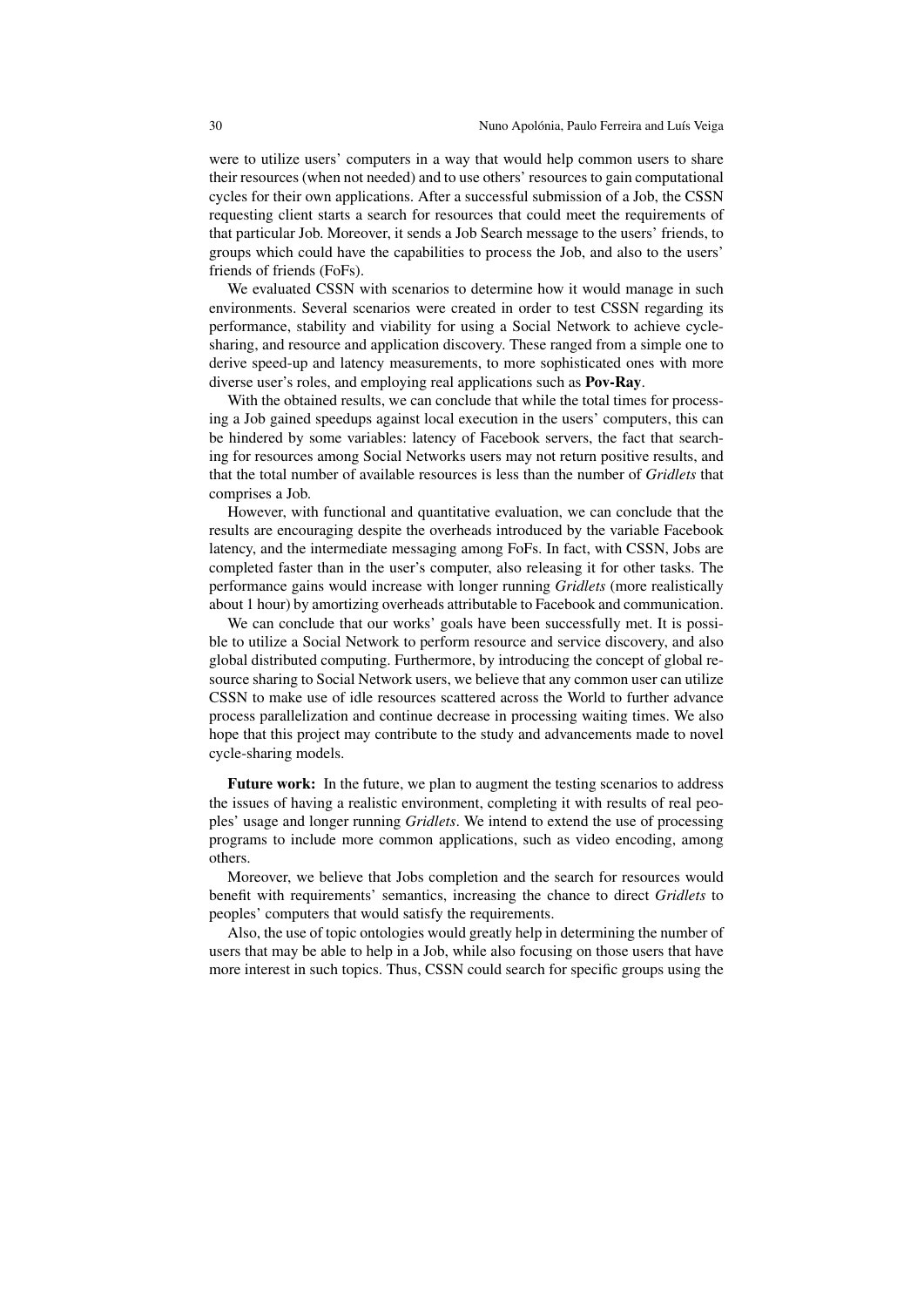were to utilize users' computers in a way that would help common users to share their resources (when not needed) and to use others' resources to gain computational cycles for their own applications. After a successful submission of a Job, the CSSN requesting client starts a search for resources that could meet the requirements of that particular Job. Moreover, it sends a Job Search message to the users' friends, to groups which could have the capabilities to process the Job, and also to the users' friends of friends (FoFs).

We evaluated CSSN with scenarios to determine how it would manage in such environments. Several scenarios were created in order to test CSSN regarding its performance, stability and viability for using a Social Network to achieve cycle-sharing, and resource and application discovery. These ranged from a simple one to derive speed-up and latency measurements, to more sophisticated ones with more diverse user's roles, and employing real applications such as **Pov-Ray**.

With the obtained results, we can conclude that while the total times for processing a Job gained speedups against local execution in the users' computers, this can be hindered by some variables: latency of Facebook servers, the fact that searching for resources among Social Networks users may not return positive results, and that the total number of available resources is less than the number of *Gridlets* that comprises a Job.

However, with functional and quantitative evaluation, we can conclude that the results are encouraging despite the overheads introduced by the variable Facebook latency, and the intermediate messaging among FoFs. In fact, with CSSN, Jobs are completed faster than in the user's computer, also releasing it for other tasks. The performance gains would increase with longer running *Gridlets* (more realistically about 1 hour) by amortizing overheads attributable to Facebook and communication.

We can conclude that our works' goals have been successfully met. It is possible to utilize a Social Network to perform resource and service discovery, and also global distributed computing. Furthermore, by introducing the concept of global resource sharing to Social Network users, we believe that any common user can utilize CSSN to make use of idle resources scattered across the World to further advance process parallelization and continue decrease in processing waiting times. We also hope that this project may contribute to the study and advancements made to novel cycle-sharing models.

**Future work:** In the future, we plan to augment the testing scenarios to address the issues of having a realistic environment, completing it with results of real peoples' usage and longer running *Gridlets*. We intend to extend the use of processing programs to include more common applications, such as video encoding, among others.

Moreover, we believe that Jobs completion and the search for resources would benefit with requirements' semantics, increasing the chance to direct *Gridlets* to peoples' computers that would satisfy the requirements.

Also, the use of topic ontologies would greatly help in determining the number of users that may be able to help in a Job, while also focusing on those users that have more interest in such topics. Thus, CSSN could search for specific groups using the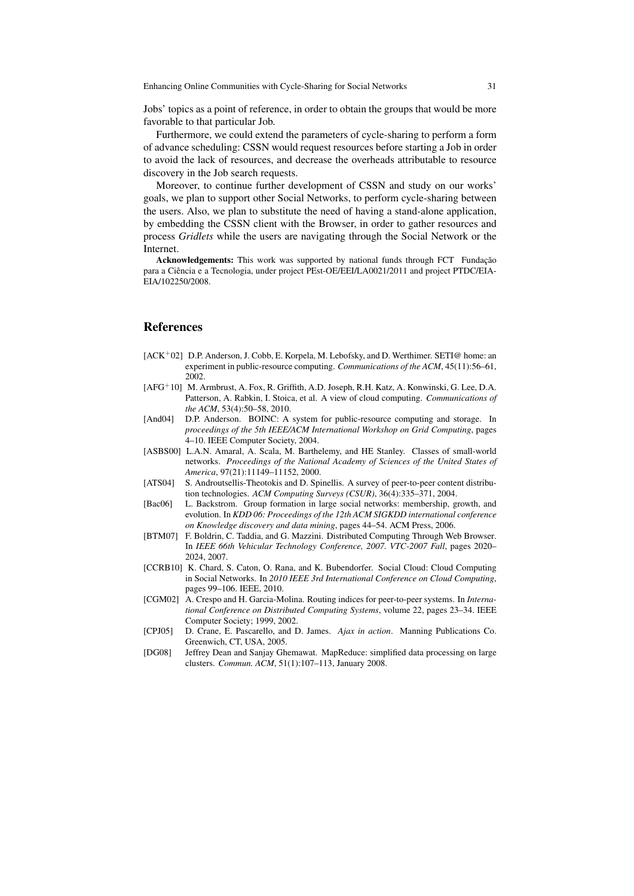Jobs' topics as a point of reference, in order to obtain the groups that would be more favorable to that particular Job.

Furthermore, we could extend the parameters of cycle-sharing to perform a form of advance scheduling: CSSN would request resources before starting a Job in order to avoid the lack of resources, and decrease the overheads attributable to resource discovery in the Job search requests.

Moreover, to continue further development of CSSN and study on our works' goals, we plan to support other Social Networks, to perform cycle-sharing between the users. Also, we plan to substitute the need of having a stand-alone application, by embedding the CSSN client with the Browser, in order to gather resources and process *Gridlets* while the users are navigating through the Social Network or the Internet.

**Acknowledgements:** This work was supported by national funds through FCT Fundação para a Ciência e a Tecnologia, under project PEst-OE/EEI/LA0021/2011 and project PTDC/EIA-EIA/102250/2008.

## References

- [ACK$^+$02] D.P. Anderson, J. Cobb, E. Korpela, M. Lebofsky, and D. Werthimer. SETI@ home: an experiment in public-resource computing. *Communications of the ACM*, 45(11):56–61, 2002.
- [AFG$^+$10] M. Armbrust, A. Fox, R. Griffith, A.D. Joseph, R.H. Katz, A. Konwinski, G. Lee, D.A. Patterson, A. Rabkin, I. Stoica, et al. A view of cloud computing. *Communications of the ACM*, 53(4):50–58, 2010.
- [And04] D.P. Anderson. BOINC: A system for public-resource computing and storage. In *proceedings of the 5th IEEE/ACM International Workshop on Grid Computing*, pages 4–10. IEEE Computer Society, 2004.
- [ASBS00] L.A.N. Amaral, A. Scala, M. Barthelemy, and HE Stanley. Classes of small-world networks. *Proceedings of the National Academy of Sciences of the United States of America*, 97(21):11149–11152, 2000.
- [ATS04] S. Androutsellis-Theotokis and D. Spinellis. A survey of peer-to-peer content distribution technologies. *ACM Computing Surveys (CSUR)*, 36(4):335–371, 2004.
- [Bac06] L. Backstrom. Group formation in large social networks: membership, growth, and evolution. In *KDD 06: Proceedings of the 12th ACM SIGKDD international conference on Knowledge discovery and data mining*, pages 44–54. ACM Press, 2006.
- [BTM07] F. Boldrin, C. Taddia, and G. Mazzini. Distributed Computing Through Web Browser. In *IEEE 66th Vehicular Technology Conference, 2007. VTC-2007 Fall*, pages 2020–2024, 2007.
- [CCRB10] K. Chard, S. Caton, O. Rana, and K. Bubendorfer. Social Cloud: Cloud Computing in Social Networks. In *2010 IEEE 3rd International Conference on Cloud Computing*, pages 99–106. IEEE, 2010.
- [CGM02] A. Crespo and H. Garcia-Molina. Routing indices for peer-to-peer systems. In *International Conference on Distributed Computing Systems*, volume 22, pages 23–34. IEEE Computer Society; 1999, 2002.
- [CPJ05] D. Crane, E. Pascarello, and D. James. *Ajax in action*. Manning Publications Co. Greenwich, CT, USA, 2005.
- [DG08] Jeffrey Dean and Sanjay Ghemawat. MapReduce: simplified data processing on large clusters. *Commun. ACM*, 51(1):107–113, January 2008.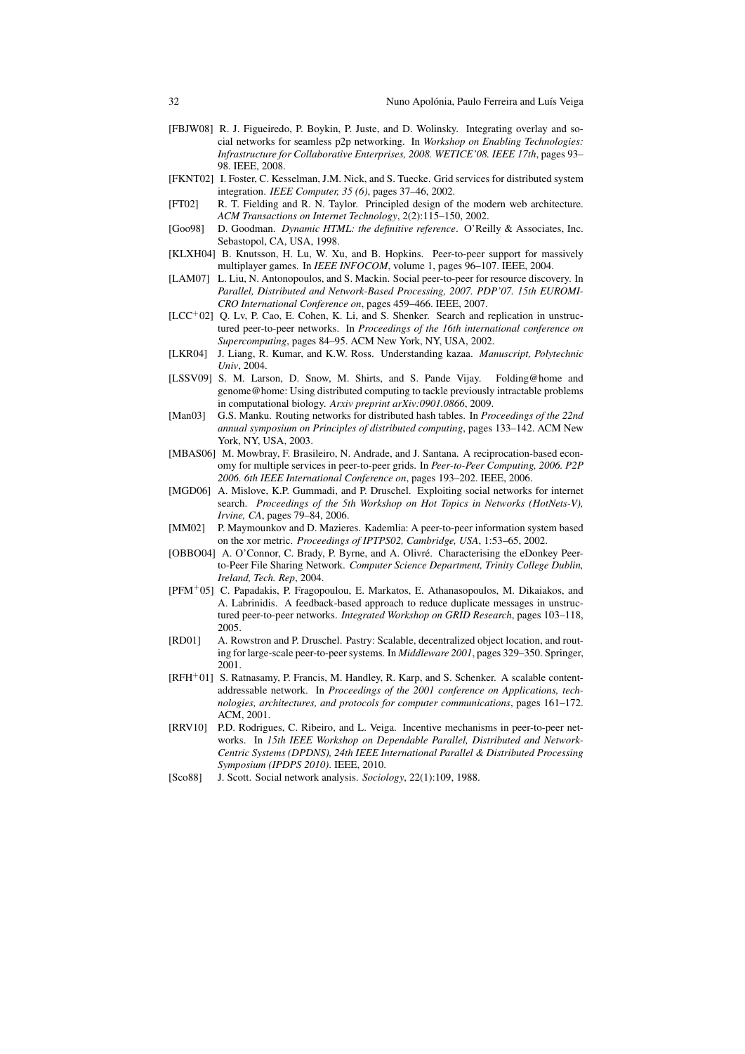- [FBJW08] R. J. Figueiredo, P. Boykin, P. Juste, and D. Wolinsky. Integrating overlay and social networks for seamless p2p networking. In *Workshop on Enabling Technologies: Infrastructure for Collaborative Enterprises, 2008. WETICE'08. IEEE 17th*, pages 93–98. IEEE, 2008.
- [FKNT02] I. Foster, C. Kesselman, J.M. Nick, and S. Tuecke. Grid services for distributed system integration. *IEEE Computer, 35 (6)*, pages 37–46, 2002.
- [FT02] R. T. Fielding and R. N. Taylor. Principled design of the modern web architecture. *ACM Transactions on Internet Technology*, 2(2):115–150, 2002.
- [Goo98] D. Goodman. *Dynamic HTML: the definitive reference*. O'Reilly & Associates, Inc. Sebastopol, CA, USA, 1998.
- [KLXH04] B. Knutsson, H. Lu, W. Xu, and B. Hopkins. Peer-to-peer support for massively multiplayer games. In *IEEE INFOCOM*, volume 1, pages 96–107. IEEE, 2004.
- [LAM07] L. Liu, N. Antonopoulos, and S. Mackin. Social peer-to-peer for resource discovery. In *Parallel, Distributed and Network-Based Processing, 2007. PDP'07. 15th EUROMICRO International Conference on*, pages 459–466. IEEE, 2007.
- [LCC+02] Q. Lv, P. Cao, E. Cohen, K. Li, and S. Shenker. Search and replication in unstructured peer-to-peer networks. In *Proceedings of the 16th international conference on Supercomputing*, pages 84–95. ACM New York, NY, USA, 2002.
- [LKR04] J. Liang, R. Kumar, and K.W. Ross. Understanding kazaa. *Manuscript, Polytechnic Univ*, 2004.
- [LSSV09] S. M. Larson, D. Snow, M. Shirts, and S. Pande Vijay. Folding@home and genome@home: Using distributed computing to tackle previously intractable problems in computational biology. *Arxiv preprint arXiv:0901.0866*, 2009.
- [Man03] G.S. Manku. Routing networks for distributed hash tables. In *Proceedings of the 22nd annual symposium on Principles of distributed computing*, pages 133–142. ACM New York, NY, USA, 2003.
- [MBAS06] M. Mowbray, F. Brasileiro, N. Andrade, and J. Santana. A reciprocation-based economy for multiple services in peer-to-peer grids. In *Peer-to-Peer Computing, 2006. P2P 2006. 6th IEEE International Conference on*, pages 193–202. IEEE, 2006.
- [MGD06] A. Mislove, K.P. Gummadi, and P. Druschel. Exploiting social networks for internet search. *Proceedings of the 5th Workshop on Hot Topics in Networks (HotNets-V), Irvine, CA*, pages 79–84, 2006.
- [MM02] P. Maymounkov and D. Mazieres. Kademlia: A peer-to-peer information system based on the xor metric. *Proceedings of IPTPS02, Cambridge, USA*, 1:53–65, 2002.
- [OBBO04] A. O'Connor, C. Brady, P. Byrne, and A. Olivré. Characterising the eDonkey Peer-to-Peer File Sharing Network. *Computer Science Department, Trinity College Dublin, Ireland, Tech. Rep*, 2004.
- [PFM+05] C. Papadakis, P. Fragopoulou, E. Markatos, E. Athanasopoulos, M. Dikaiakos, and A. Labrinidis. A feedback-based approach to reduce duplicate messages in unstructured peer-to-peer networks. *Integrated Workshop on GRID Research*, pages 103–118, 2005.
- [RD01] A. Rowstron and P. Druschel. Pastry: Scalable, decentralized object location, and routing for large-scale peer-to-peer systems. In *Middleware 2001*, pages 329–350. Springer, 2001.
- [RFH+01] S. Ratnasamy, P. Francis, M. Handley, R. Karp, and S. Schenker. A scalable content-addressable network. In *Proceedings of the 2001 conference on Applications, technologies, architectures, and protocols for computer communications*, pages 161–172. ACM, 2001.
- [RRV10] P.D. Rodrigues, C. Ribeiro, and L. Veiga. Incentive mechanisms in peer-to-peer networks. In *15th IEEE Workshop on Dependable Parallel, Distributed and Network-Centric Systems (DPDNS), 24th IEEE International Parallel & Distributed Processing Symposium (IPDPS 2010)*. IEEE, 2010.
- [Sco88] J. Scott. Social network analysis. *Sociology*, 22(1):109, 1988.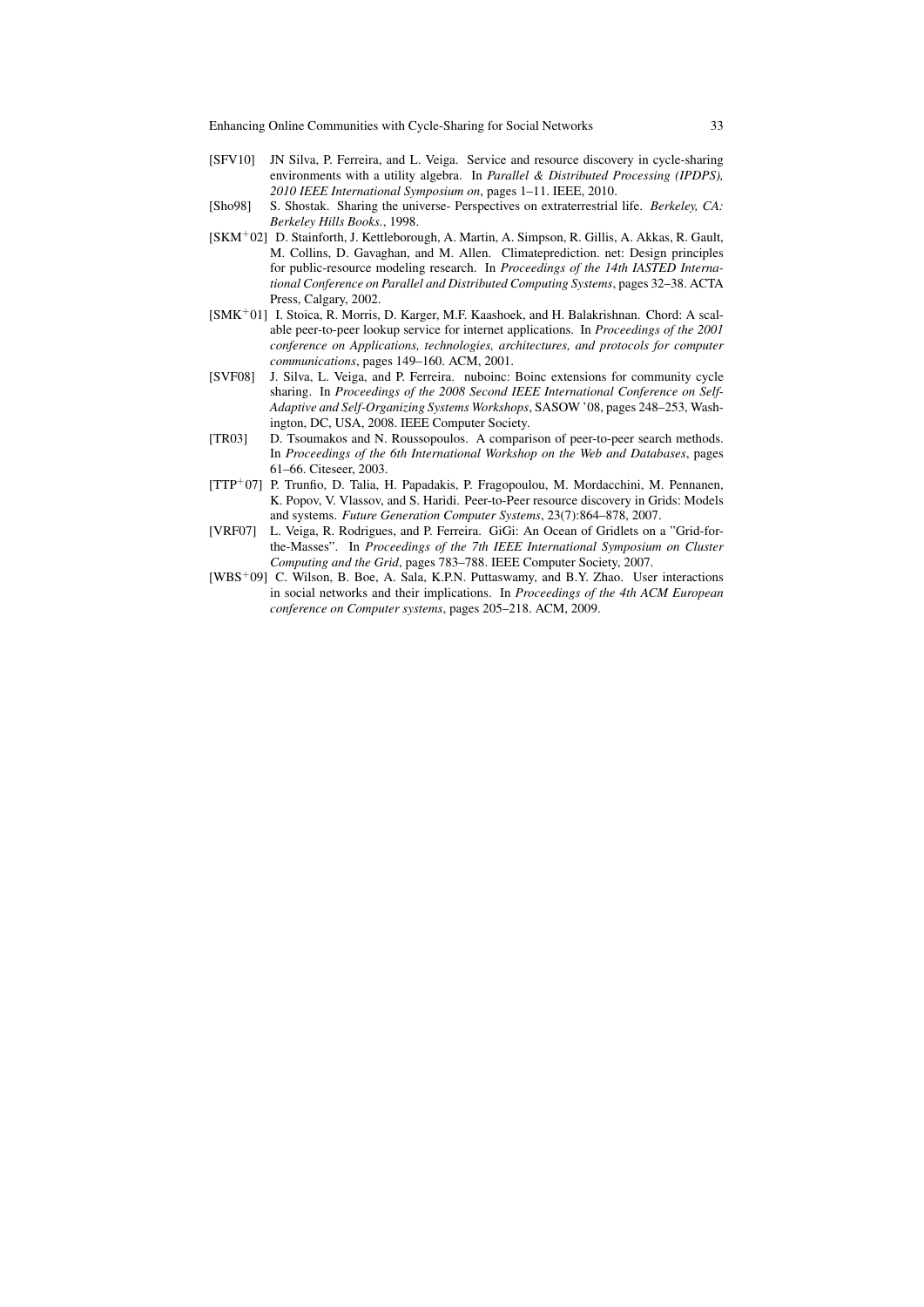[SFV10] JN Silva, P. Ferreira, and L. Veiga. Service and resource discovery in cycle-sharing environments with a utility algebra. In *Parallel & Distributed Processing (IPDPS), 2010 IEEE International Symposium on*, pages 1–11. IEEE, 2010.

[Sho98] S. Shostak. Sharing the universe- Perspectives on extraterrestrial life. *Berkeley, CA: Berkeley Hills Books.*, 1998.

[SKM+02] D. Stainforth, J. Kettleborough, A. Martin, A. Simpson, R. Gillis, A. Akkas, R. Gault, M. Collins, D. Gavaghan, and M. Allen. Climateprediction. net: Design principles for public-resource modeling research. In *Proceedings of the 14th IASTED International Conference on Parallel and Distributed Computing Systems*, pages 32–38. ACTA Press, Calgary, 2002.

[SMK+01] I. Stoica, R. Morris, D. Karger, M.F. Kaashoek, and H. Balakrishnan. Chord: A scalable peer-to-peer lookup service for internet applications. In *Proceedings of the 2001 conference on Applications, technologies, architectures, and protocols for computer communications*, pages 149–160. ACM, 2001.

[SVF08] J. Silva, L. Veiga, and P. Ferreira. nuboinc: Boinc extensions for community cycle sharing. In *Proceedings of the 2008 Second IEEE International Conference on Self-Adaptive and Self-Organizing Systems Workshops*, SASOW '08, pages 248–253, Washington, DC, USA, 2008. IEEE Computer Society.

[TR03] D. Tsoumakos and N. Roussopoulos. A comparison of peer-to-peer search methods. In *Proceedings of the 6th International Workshop on the Web and Databases*, pages 61–66. Citeseer, 2003.

[TTP+07] P. Trunfio, D. Talia, H. Papadakis, P. Fragopoulou, M. Mordacchini, M. Pennanen, K. Popov, V. Vlassov, and S. Haridi. Peer-to-Peer resource discovery in Grids: Models and systems. *Future Generation Computer Systems*, 23(7):864–878, 2007.

[VRF07] L. Veiga, R. Rodrigues, and P. Ferreira. GiGi: An Ocean of Gridlets on a "Grid-for-the-Masses". In *Proceedings of the 7th IEEE International Symposium on Cluster Computing and the Grid*, pages 783–788. IEEE Computer Society, 2007.

[WBS+09] C. Wilson, B. Boe, A. Sala, K.P.N. Puttaswamy, and B.Y. Zhao. User interactions in social networks and their implications. In *Proceedings of the 4th ACM European conference on Computer systems*, pages 205–218. ACM, 2009.